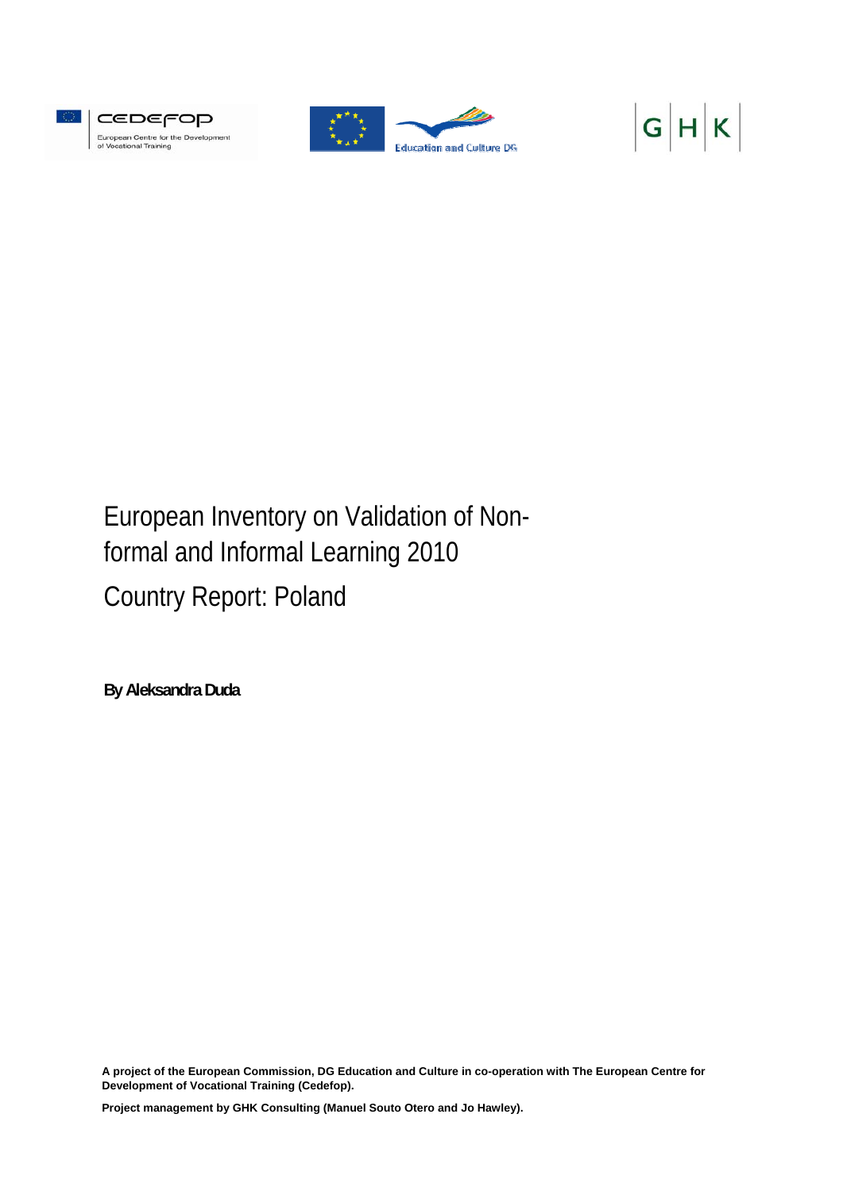# European Inventory on Validation of Non-formal and Informal Learning 2010

# Country Report: Poland

**By Aleksandra Duda**

**A project of the European Commission, DG Education and Culture in co-operation with The European Centre for Development of Vocational Training (Cedefop).**

**Project management by GHK Consulting (Manuel Souto Otero and Jo Hawley).**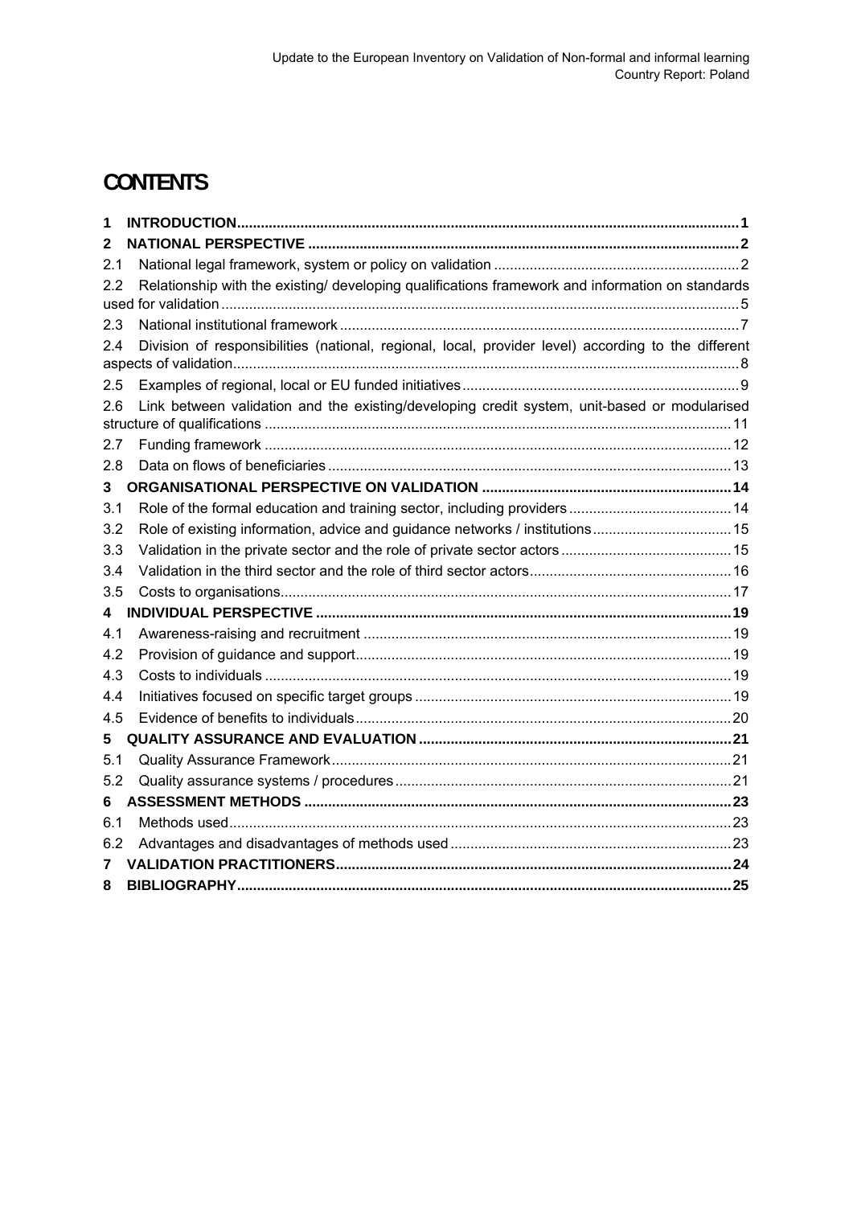# CONTENTS

1 INTRODUCTION ..... 1
2 NATIONAL PERSPECTIVE ..... 2
2.1 National legal framework, system or policy on validation ..... 2
2.2 Relationship with the existing/ developing qualifications framework and information on standards used for validation ..... 5
2.3 National institutional framework ..... 7
2.4 Division of responsibilities (national, regional, local, provider level) according to the different aspects of validation ..... 8
2.5 Examples of regional, local or EU funded initiatives ..... 9
2.6 Link between validation and the existing/developing credit system, unit-based or modularised structure of qualifications ..... 11
2.7 Funding framework ..... 12
2.8 Data on flows of beneficiaries ..... 13
3 ORGANISATIONAL PERSPECTIVE ON VALIDATION ..... 14
3.1 Role of the formal education and training sector, including providers ..... 14
3.2 Role of existing information, advice and guidance networks / institutions ..... 15
3.3 Validation in the private sector and the role of private sector actors ..... 15
3.4 Validation in the third sector and the role of third sector actors ..... 16
3.5 Costs to organisations ..... 17
4 INDIVIDUAL PERSPECTIVE ..... 19
4.1 Awareness-raising and recruitment ..... 19
4.2 Provision of guidance and support ..... 19
4.3 Costs to individuals ..... 19
4.4 Initiatives focused on specific target groups ..... 19
4.5 Evidence of benefits to individuals ..... 20
5 QUALITY ASSURANCE AND EVALUATION ..... 21
5.1 Quality Assurance Framework ..... 21
5.2 Quality assurance systems / procedures ..... 21
6 ASSESSMENT METHODS ..... 23
6.1 Methods used ..... 23
6.2 Advantages and disadvantages of methods used ..... 23
7 VALIDATION PRACTITIONERS ..... 24
8 BIBLIOGRAPHY ..... 25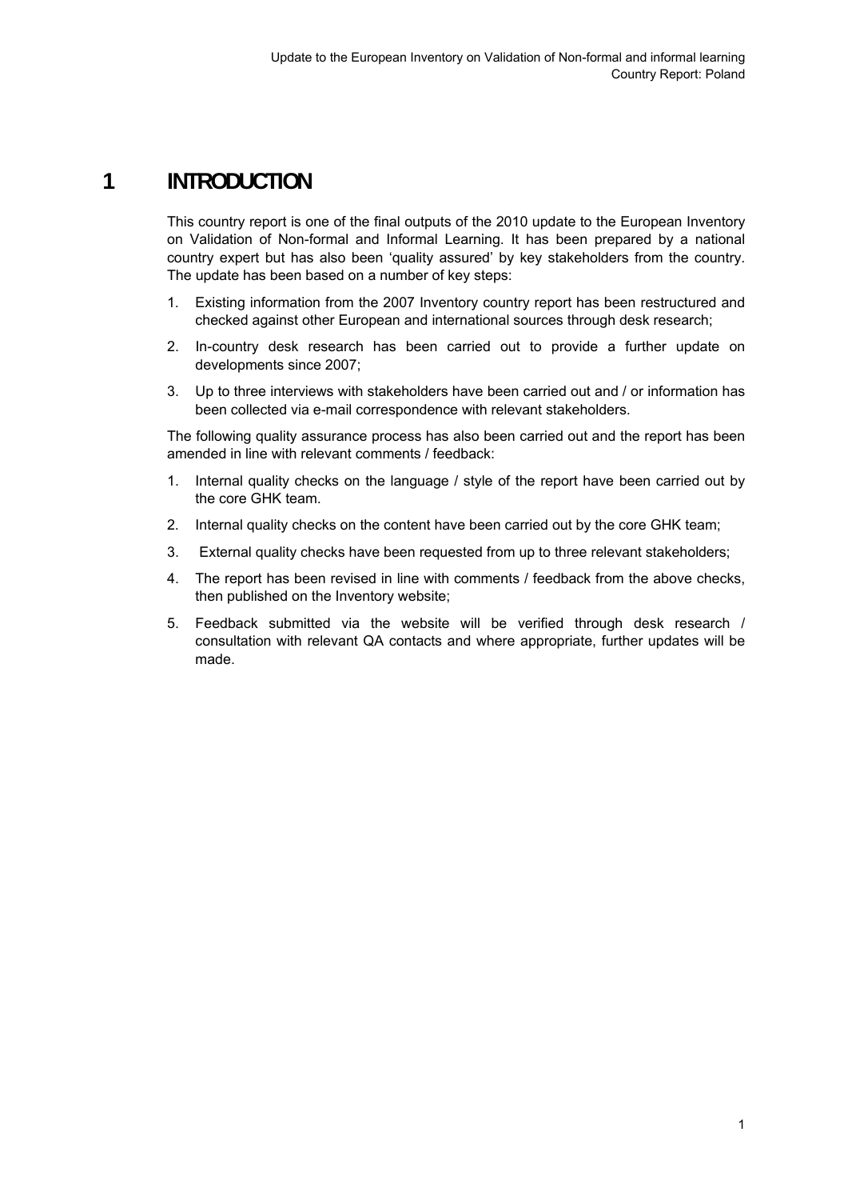# 1 INTRODUCTION

This country report is one of the final outputs of the 2010 update to the European Inventory on Validation of Non-formal and Informal Learning. It has been prepared by a national country expert but has also been 'quality assured' by key stakeholders from the country. The update has been based on a number of key steps:

1. Existing information from the 2007 Inventory country report has been restructured and checked against other European and international sources through desk research;
2. In-country desk research has been carried out to provide a further update on developments since 2007;
3. Up to three interviews with stakeholders have been carried out and / or information has been collected via e-mail correspondence with relevant stakeholders.

The following quality assurance process has also been carried out and the report has been amended in line with relevant comments / feedback:

1. Internal quality checks on the language / style of the report have been carried out by the core GHK team.
2. Internal quality checks on the content have been carried out by the core GHK team;
3. External quality checks have been requested from up to three relevant stakeholders;
4. The report has been revised in line with comments / feedback from the above checks, then published on the Inventory website;
5. Feedback submitted via the website will be verified through desk research / consultation with relevant QA contacts and where appropriate, further updates will be made.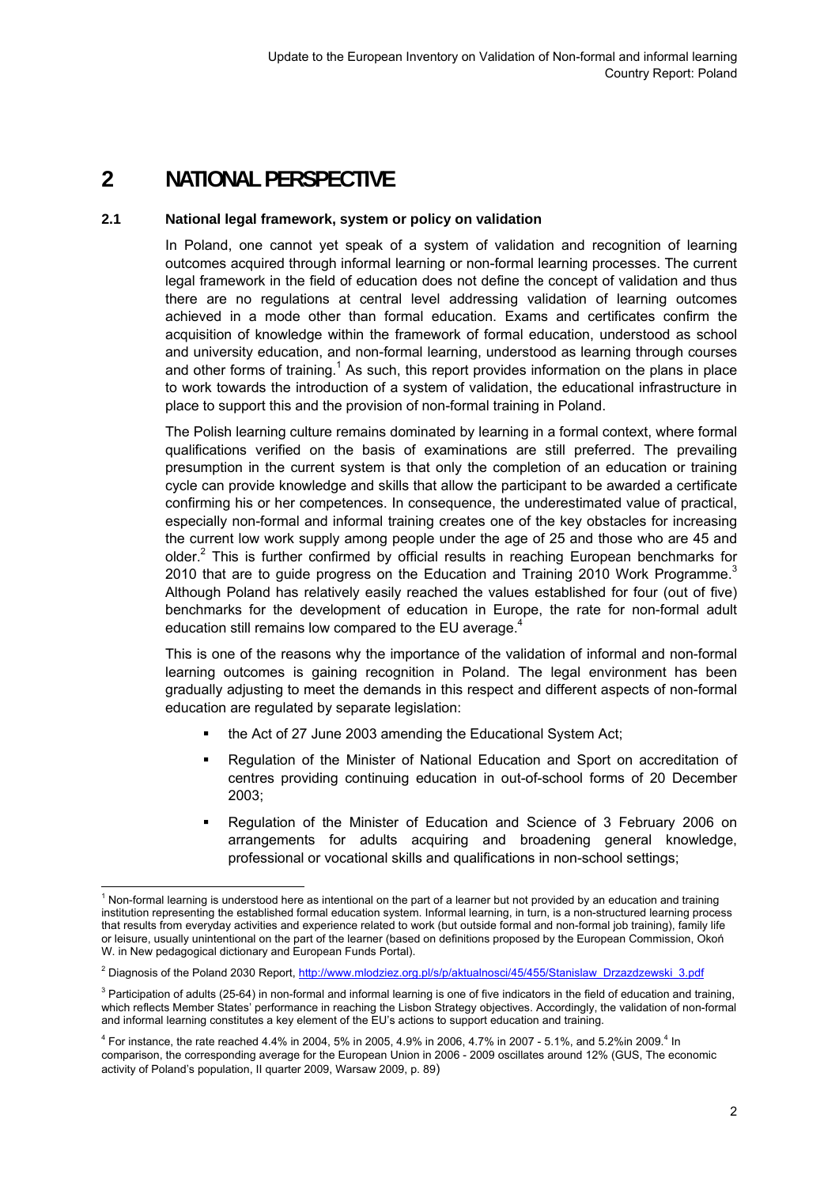# 2 NATIONAL PERSPECTIVE

## 2.1 National legal framework, system or policy on validation

In Poland, one cannot yet speak of a system of validation and recognition of learning outcomes acquired through informal learning or non-formal learning processes. The current legal framework in the field of education does not define the concept of validation and thus there are no regulations at central level addressing validation of learning outcomes achieved in a mode other than formal education. Exams and certificates confirm the acquisition of knowledge within the framework of formal education, understood as school and university education, and non-formal learning, understood as learning through courses and other forms of training.[1] As such, this report provides information on the plans in place to work towards the introduction of a system of validation, the educational infrastructure in place to support this and the provision of non-formal training in Poland.

The Polish learning culture remains dominated by learning in a formal context, where formal qualifications verified on the basis of examinations are still preferred. The prevailing presumption in the current system is that only the completion of an education or training cycle can provide knowledge and skills that allow the participant to be awarded a certificate confirming his or her competences. In consequence, the underestimated value of practical, especially non-formal and informal training creates one of the key obstacles for increasing the current low work supply among people under the age of 25 and those who are 45 and older.[2] This is further confirmed by official results in reaching European benchmarks for 2010 that are to guide progress on the Education and Training 2010 Work Programme.[3] Although Poland has relatively easily reached the values established for four (out of five) benchmarks for the development of education in Europe, the rate for non-formal adult education still remains low compared to the EU average.[4]

This is one of the reasons why the importance of the validation of informal and non-formal learning outcomes is gaining recognition in Poland. The legal environment has been gradually adjusting to meet the demands in this respect and different aspects of non-formal education are regulated by separate legislation:

- the Act of 27 June 2003 amending the Educational System Act;
- Regulation of the Minister of National Education and Sport on accreditation of centres providing continuing education in out-of-school forms of 20 December 2003;
- Regulation of the Minister of Education and Science of 3 February 2006 on arrangements for adults acquiring and broadening general knowledge, professional or vocational skills and qualifications in non-school settings;

---

[1] Non-formal learning is understood here as intentional on the part of a learner but not provided by an education and training institution representing the established formal education system. Informal learning, in turn, is a non-structured learning process that results from everyday activities and experience related to work (but outside formal and non-formal job training), family life or leisure, usually unintentional on the part of the learner (based on definitions proposed by the European Commission, Okoń W. in New pedagogical dictionary and European Funds Portal).

[2] Diagnosis of the Poland 2030 Report, http://www.mlodziez.org.pl/s/p/aktualnosci/45/455/Stanislaw_Drzazdzewski_3.pdf

[3] Participation of adults (25-64) in non-formal and informal learning is one of five indicators in the field of education and training, which reflects Member States' performance in reaching the Lisbon Strategy objectives. Accordingly, the validation of non-formal and informal learning constitutes a key element of the EU's actions to support education and training.

[4] For instance, the rate reached 4.4% in 2004, 5% in 2005, 4.9% in 2006, 4.7% in 2007 - 5.1%, and 5.2%in 2009.[4] In comparison, the corresponding average for the European Union in 2006 - 2009 oscillates around 12% (GUS, The economic activity of Poland's population, II quarter 2009, Warsaw 2009, p. 89)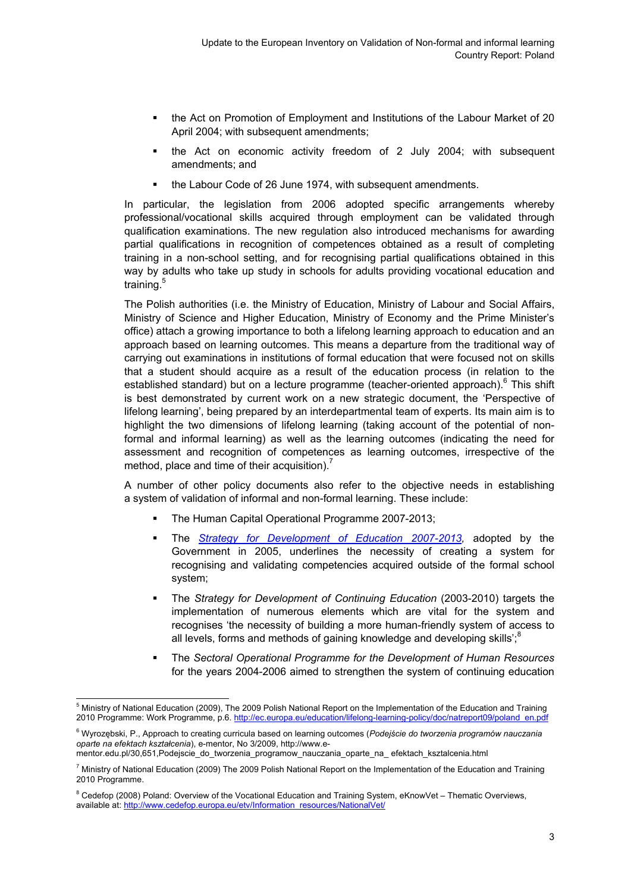- the Act on Promotion of Employment and Institutions of the Labour Market of 20 April 2004; with subsequent amendments;
- the Act on economic activity freedom of 2 July 2004; with subsequent amendments; and
- the Labour Code of 26 June 1974, with subsequent amendments.

In particular, the legislation from 2006 adopted specific arrangements whereby professional/vocational skills acquired through employment can be validated through qualification examinations. The new regulation also introduced mechanisms for awarding partial qualifications in recognition of competences obtained as a result of completing training in a non-school setting, and for recognising partial qualifications obtained in this way by adults who take up study in schools for adults providing vocational education and training.[5]

The Polish authorities (i.e. the Ministry of Education, Ministry of Labour and Social Affairs, Ministry of Science and Higher Education, Ministry of Economy and the Prime Minister's office) attach a growing importance to both a lifelong learning approach to education and an approach based on learning outcomes. This means a departure from the traditional way of carrying out examinations in institutions of formal education that were focused not on skills that a student should acquire as a result of the education process (in relation to the established standard) but on a lecture programme (teacher-oriented approach).[6] This shift is best demonstrated by current work on a new strategic document, the 'Perspective of lifelong learning', being prepared by an interdepartmental team of experts. Its main aim is to highlight the two dimensions of lifelong learning (taking account of the potential of non-formal and informal learning) as well as the learning outcomes (indicating the need for assessment and recognition of competences as learning outcomes, irrespective of the method, place and time of their acquisition).[7]

A number of other policy documents also refer to the objective needs in establishing a system of validation of informal and non-formal learning. These include:

- The Human Capital Operational Programme 2007-2013;
- The *Strategy for Development of Education 2007-2013*, adopted by the Government in 2005, underlines the necessity of creating a system for recognising and validating competencies acquired outside of the formal school system;
- The *Strategy for Development of Continuing Education* (2003-2010) targets the implementation of numerous elements which are vital for the system and recognises 'the necessity of building a more human-friendly system of access to all levels, forms and methods of gaining knowledge and developing skills';[8]
- The *Sectoral Operational Programme for the Development of Human Resources* for the years 2004-2006 aimed to strengthen the system of continuing education

---

[5] Ministry of National Education (2009), The 2009 Polish National Report on the Implementation of the Education and Training 2010 Programme: Work Programme, p.6. http://ec.europa.eu/education/lifelong-learning-policy/doc/natreport09/poland_en.pdf

[6] Wyrozębski, P., Approach to creating curricula based on learning outcomes (*Podejście do tworzenia programów nauczania oparte na efektach kształcenia*), e-mentor, No 3/2009, http://www.e-mentor.edu.pl/30,651,Podejscie_do_tworzenia_programow_nauczania_oparte_na_ efektach_ksztalcenia.html

[7] Ministry of National Education (2009) The 2009 Polish National Report on the Implementation of the Education and Training 2010 Programme.

[8] Cedefop (2008) Poland: Overview of the Vocational Education and Training System, eKnowVet – Thematic Overviews, available at: http://www.cedefop.europa.eu/etv/Information_resources/NationalVet/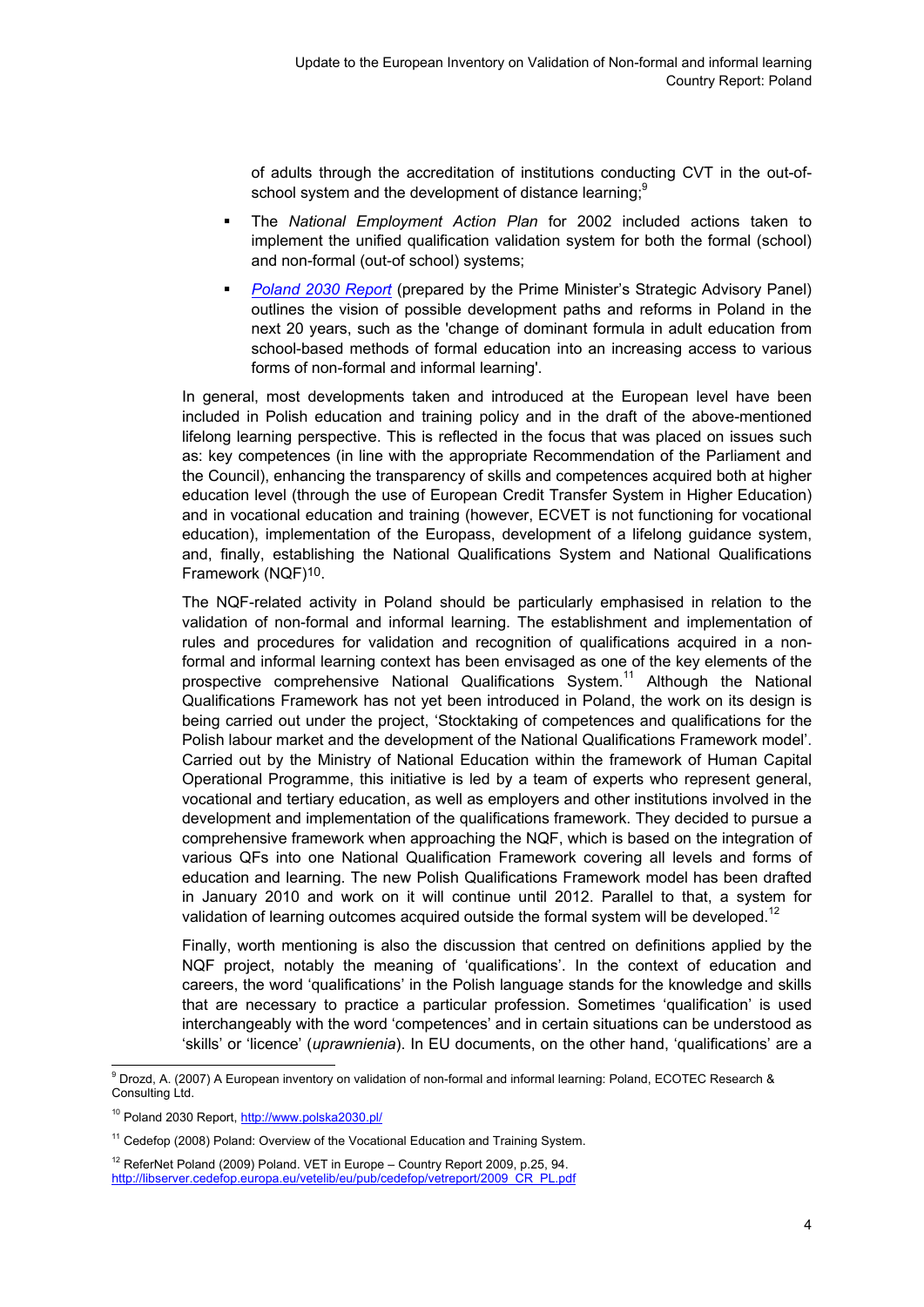of adults through the accreditation of institutions conducting CVT in the out-of-school system and the development of distance learning;[9]

- The *National Employment Action Plan* for 2002 included actions taken to implement the unified qualification validation system for both the formal (school) and non-formal (out-of school) systems;
- *Poland 2030 Report* (prepared by the Prime Minister's Strategic Advisory Panel) outlines the vision of possible development paths and reforms in Poland in the next 20 years, such as the 'change of dominant formula in adult education from school-based methods of formal education into an increasing access to various forms of non-formal and informal learning'.

In general, most developments taken and introduced at the European level have been included in Polish education and training policy and in the draft of the above-mentioned lifelong learning perspective. This is reflected in the focus that was placed on issues such as: key competences (in line with the appropriate Recommendation of the Parliament and the Council), enhancing the transparency of skills and competences acquired both at higher education level (through the use of European Credit Transfer System in Higher Education) and in vocational education and training (however, ECVET is not functioning for vocational education), implementation of the Europass, development of a lifelong guidance system, and, finally, establishing the National Qualifications System and National Qualifications Framework (NQF)[10].

The NQF-related activity in Poland should be particularly emphasised in relation to the validation of non-formal and informal learning. The establishment and implementation of rules and procedures for validation and recognition of qualifications acquired in a non-formal and informal learning context has been envisaged as one of the key elements of the prospective comprehensive National Qualifications System.[11] Although the National Qualifications Framework has not yet been introduced in Poland, the work on its design is being carried out under the project, 'Stocktaking of competences and qualifications for the Polish labour market and the development of the National Qualifications Framework model'. Carried out by the Ministry of National Education within the framework of Human Capital Operational Programme, this initiative is led by a team of experts who represent general, vocational and tertiary education, as well as employers and other institutions involved in the development and implementation of the qualifications framework. They decided to pursue a comprehensive framework when approaching the NQF, which is based on the integration of various QFs into one National Qualification Framework covering all levels and forms of education and learning. The new Polish Qualifications Framework model has been drafted in January 2010 and work on it will continue until 2012. Parallel to that, a system for validation of learning outcomes acquired outside the formal system will be developed.[12]

Finally, worth mentioning is also the discussion that centred on definitions applied by the NQF project, notably the meaning of 'qualifications'. In the context of education and careers, the word 'qualifications' in the Polish language stands for the knowledge and skills that are necessary to practice a particular profession. Sometimes 'qualification' is used interchangeably with the word 'competences' and in certain situations can be understood as 'skills' or 'licence' (*uprawnienia*). In EU documents, on the other hand, 'qualifications' are a

[9] Drozd, A. (2007) A European inventory on validation of non-formal and informal learning: Poland, ECOTEC Research & Consulting Ltd.

[10] Poland 2030 Report, http://www.polska2030.pl/

[11] Cedefop (2008) Poland: Overview of the Vocational Education and Training System.

[12] ReferNet Poland (2009) Poland. VET in Europe – Country Report 2009, p.25, 94. http://libserver.cedefop.europa.eu/vetelib/eu/pub/cedefop/vetreport/2009_CR_PL.pdf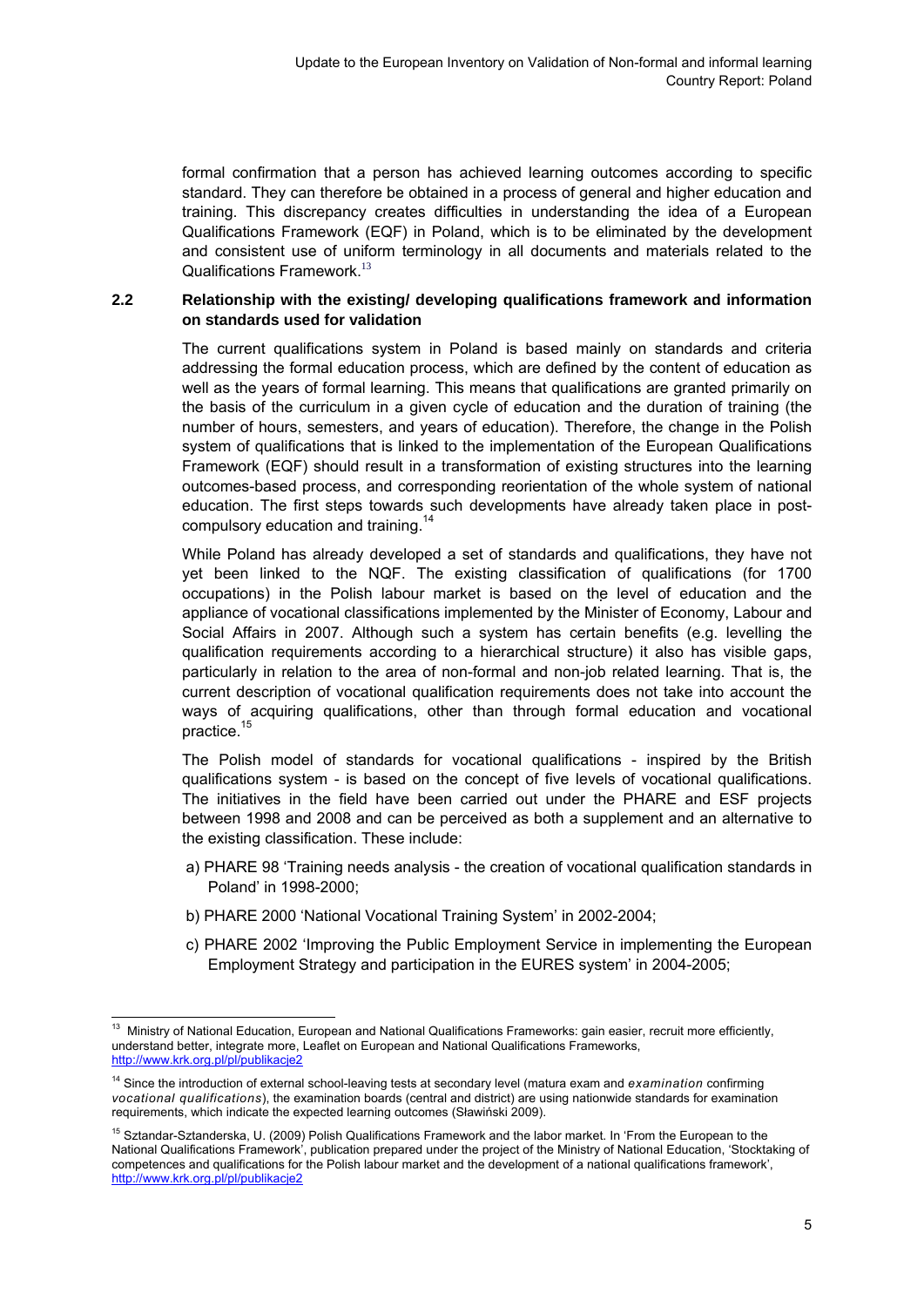formal confirmation that a person has achieved learning outcomes according to specific standard. They can therefore be obtained in a process of general and higher education and training. This discrepancy creates difficulties in understanding the idea of a European Qualifications Framework (EQF) in Poland, which is to be eliminated by the development and consistent use of uniform terminology in all documents and materials related to the Qualifications Framework.[13]

## 2.2 Relationship with the existing/ developing qualifications framework and information on standards used for validation

The current qualifications system in Poland is based mainly on standards and criteria addressing the formal education process, which are defined by the content of education as well as the years of formal learning. This means that qualifications are granted primarily on the basis of the curriculum in a given cycle of education and the duration of training (the number of hours, semesters, and years of education). Therefore, the change in the Polish system of qualifications that is linked to the implementation of the European Qualifications Framework (EQF) should result in a transformation of existing structures into the learning outcomes-based process, and corresponding reorientation of the whole system of national education. The first steps towards such developments have already taken place in post-compulsory education and training.[14]

While Poland has already developed a set of standards and qualifications, they have not yet been linked to the NQF. The existing classification of qualifications (for 1700 occupations) in the Polish labour market is based on the level of education and the appliance of vocational classifications implemented by the Minister of Economy, Labour and Social Affairs in 2007. Although such a system has certain benefits (e.g. levelling the qualification requirements according to a hierarchical structure) it also has visible gaps, particularly in relation to the area of non-formal and non-job related learning. That is, the current description of vocational qualification requirements does not take into account the ways of acquiring qualifications, other than through formal education and vocational practice.[15]

The Polish model of standards for vocational qualifications - inspired by the British qualifications system - is based on the concept of five levels of vocational qualifications. The initiatives in the field have been carried out under the PHARE and ESF projects between 1998 and 2008 and can be perceived as both a supplement and an alternative to the existing classification. These include:

a) PHARE 98 'Training needs analysis - the creation of vocational qualification standards in Poland' in 1998-2000;

b) PHARE 2000 'National Vocational Training System' in 2002-2004;

c) PHARE 2002 'Improving the Public Employment Service in implementing the European Employment Strategy and participation in the EURES system' in 2004-2005;

---

[13] Ministry of National Education, European and National Qualifications Frameworks: gain easier, recruit more efficiently, understand better, integrate more, Leaflet on European and National Qualifications Frameworks, http://www.krk.org.pl/pl/publikacje2

[14] Since the introduction of external school-leaving tests at secondary level (matura exam and *examination* confirming *vocational qualifications*), the examination boards (central and district) are using nationwide standards for examination requirements, which indicate the expected learning outcomes (Sławiński 2009).

[15] Sztandar-Sztanderska, U. (2009) Polish Qualifications Framework and the labor market. In 'From the European to the National Qualifications Framework', publication prepared under the project of the Ministry of National Education, 'Stocktaking of competences and qualifications for the Polish labour market and the development of a national qualifications framework', http://www.krk.org.pl/pl/publikacje2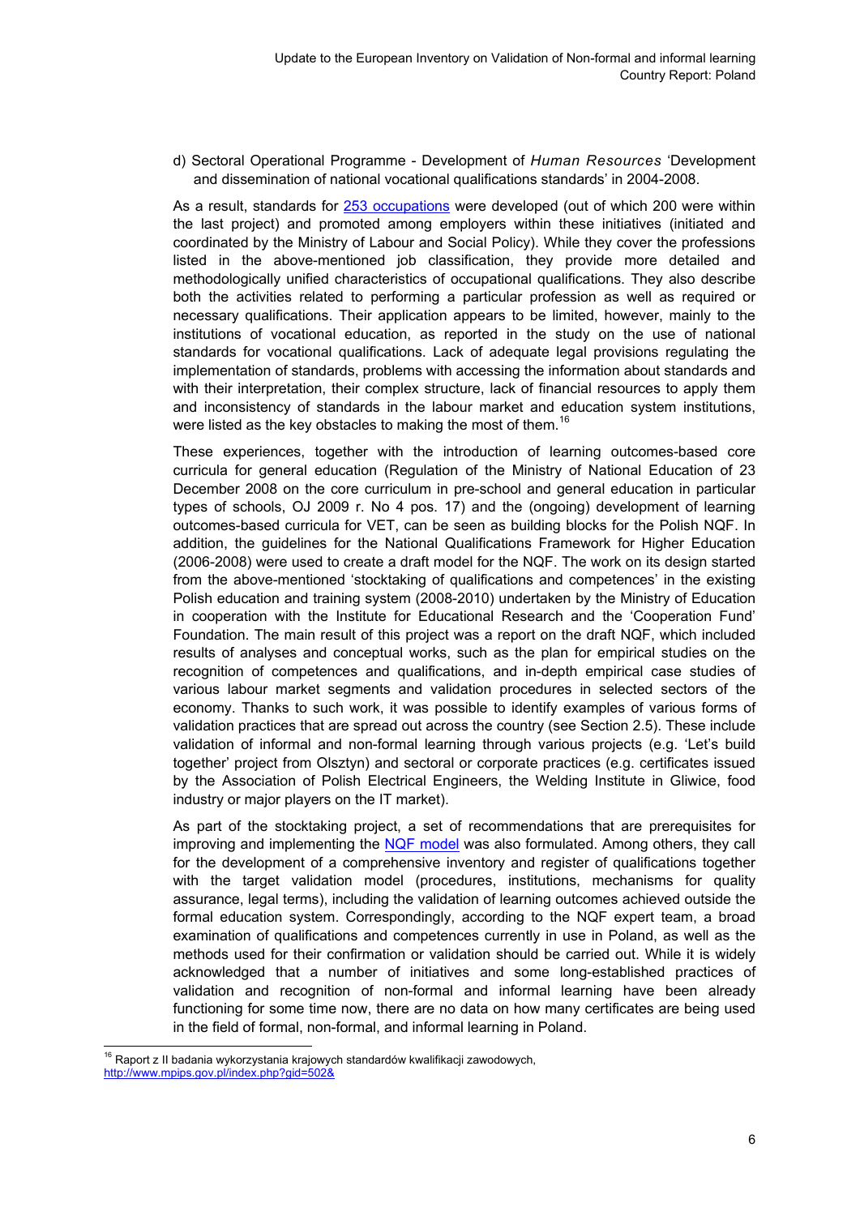d) Sectoral Operational Programme - Development of *Human Resources* 'Development and dissemination of national vocational qualifications standards' in 2004-2008.

As a result, standards for 253 occupations were developed (out of which 200 were within the last project) and promoted among employers within these initiatives (initiated and coordinated by the Ministry of Labour and Social Policy). While they cover the professions listed in the above-mentioned job classification, they provide more detailed and methodologically unified characteristics of occupational qualifications. They also describe both the activities related to performing a particular profession as well as required or necessary qualifications. Their application appears to be limited, however, mainly to the institutions of vocational education, as reported in the study on the use of national standards for vocational qualifications. Lack of adequate legal provisions regulating the implementation of standards, problems with accessing the information about standards and with their interpretation, their complex structure, lack of financial resources to apply them and inconsistency of standards in the labour market and education system institutions, were listed as the key obstacles to making the most of them.[16]

These experiences, together with the introduction of learning outcomes-based core curricula for general education (Regulation of the Ministry of National Education of 23 December 2008 on the core curriculum in pre-school and general education in particular types of schools, OJ 2009 r. No 4 pos. 17) and the (ongoing) development of learning outcomes-based curricula for VET, can be seen as building blocks for the Polish NQF. In addition, the guidelines for the National Qualifications Framework for Higher Education (2006-2008) were used to create a draft model for the NQF. The work on its design started from the above-mentioned 'stocktaking of qualifications and competences' in the existing Polish education and training system (2008-2010) undertaken by the Ministry of Education in cooperation with the Institute for Educational Research and the 'Cooperation Fund' Foundation. The main result of this project was a report on the draft NQF, which included results of analyses and conceptual works, such as the plan for empirical studies on the recognition of competences and qualifications, and in-depth empirical case studies of various labour market segments and validation procedures in selected sectors of the economy. Thanks to such work, it was possible to identify examples of various forms of validation practices that are spread out across the country (see Section 2.5). These include validation of informal and non-formal learning through various projects (e.g. 'Let's build together' project from Olsztyn) and sectoral or corporate practices (e.g. certificates issued by the Association of Polish Electrical Engineers, the Welding Institute in Gliwice, food industry or major players on the IT market).

As part of the stocktaking project, a set of recommendations that are prerequisites for improving and implementing the NQF model was also formulated. Among others, they call for the development of a comprehensive inventory and register of qualifications together with the target validation model (procedures, institutions, mechanisms for quality assurance, legal terms), including the validation of learning outcomes achieved outside the formal education system. Correspondingly, according to the NQF expert team, a broad examination of qualifications and competences currently in use in Poland, as well as the methods used for their confirmation or validation should be carried out. While it is widely acknowledged that a number of initiatives and some long-established practices of validation and recognition of non-formal and informal learning have been already functioning for some time now, there are no data on how many certificates are being used in the field of formal, non-formal, and informal learning in Poland.

---

[16] Raport z II badania wykorzystania krajowych standardów kwalifikacji zawodowych, http://www.mpips.gov.pl/index.php?gid=502&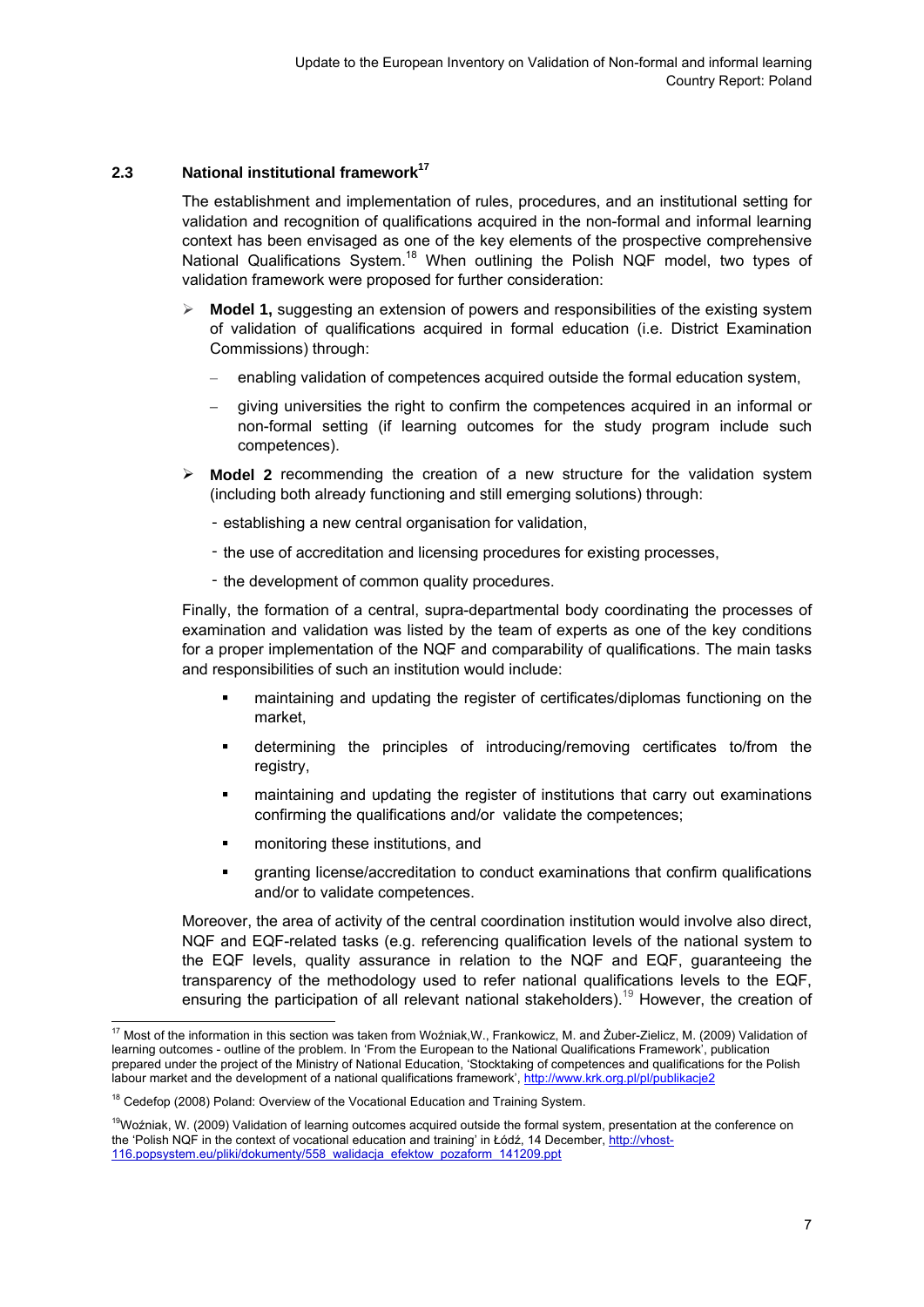## 2.3 National institutional framework[17]

The establishment and implementation of rules, procedures, and an institutional setting for validation and recognition of qualifications acquired in the non-formal and informal learning context has been envisaged as one of the key elements of the prospective comprehensive National Qualifications System.[18] When outlining the Polish NQF model, two types of validation framework were proposed for further consideration:

- **Model 1,** suggesting an extension of powers and responsibilities of the existing system of validation of qualifications acquired in formal education (i.e. District Examination Commissions) through:
  - enabling validation of competences acquired outside the formal education system,
  - giving universities the right to confirm the competences acquired in an informal or non-formal setting (if learning outcomes for the study program include such competences).
- **Model 2** recommending the creation of a new structure for the validation system (including both already functioning and still emerging solutions) through:
  - establishing a new central organisation for validation,
  - the use of accreditation and licensing procedures for existing processes,
  - the development of common quality procedures.

Finally, the formation of a central, supra-departmental body coordinating the processes of examination and validation was listed by the team of experts as one of the key conditions for a proper implementation of the NQF and comparability of qualifications. The main tasks and responsibilities of such an institution would include:

- maintaining and updating the register of certificates/diplomas functioning on the market,
- determining the principles of introducing/removing certificates to/from the registry,
- maintaining and updating the register of institutions that carry out examinations confirming the qualifications and/or validate the competences;
- monitoring these institutions, and
- granting license/accreditation to conduct examinations that confirm qualifications and/or to validate competences.

Moreover, the area of activity of the central coordination institution would involve also direct, NQF and EQF-related tasks (e.g. referencing qualification levels of the national system to the EQF levels, quality assurance in relation to the NQF and EQF, guaranteeing the transparency of the methodology used to refer national qualifications levels to the EQF, ensuring the participation of all relevant national stakeholders).[19] However, the creation of

---

[17] Most of the information in this section was taken from Woźniak,W., Frankowicz, M. and Żuber-Zielicz, M. (2009) Validation of learning outcomes - outline of the problem. In 'From the European to the National Qualifications Framework', publication prepared under the project of the Ministry of National Education, 'Stocktaking of competences and qualifications for the Polish labour market and the development of a national qualifications framework', http://www.krk.org.pl/pl/publikacje2

[18] Cedefop (2008) Poland: Overview of the Vocational Education and Training System.

[19] Woźniak, W. (2009) Validation of learning outcomes acquired outside the formal system, presentation at the conference on the 'Polish NQF in the context of vocational education and training' in Łódź, 14 December, http://vhost-116.popsystem.eu/pliki/dokumenty/558_walidacja_efektow_pozaform_141209.ppt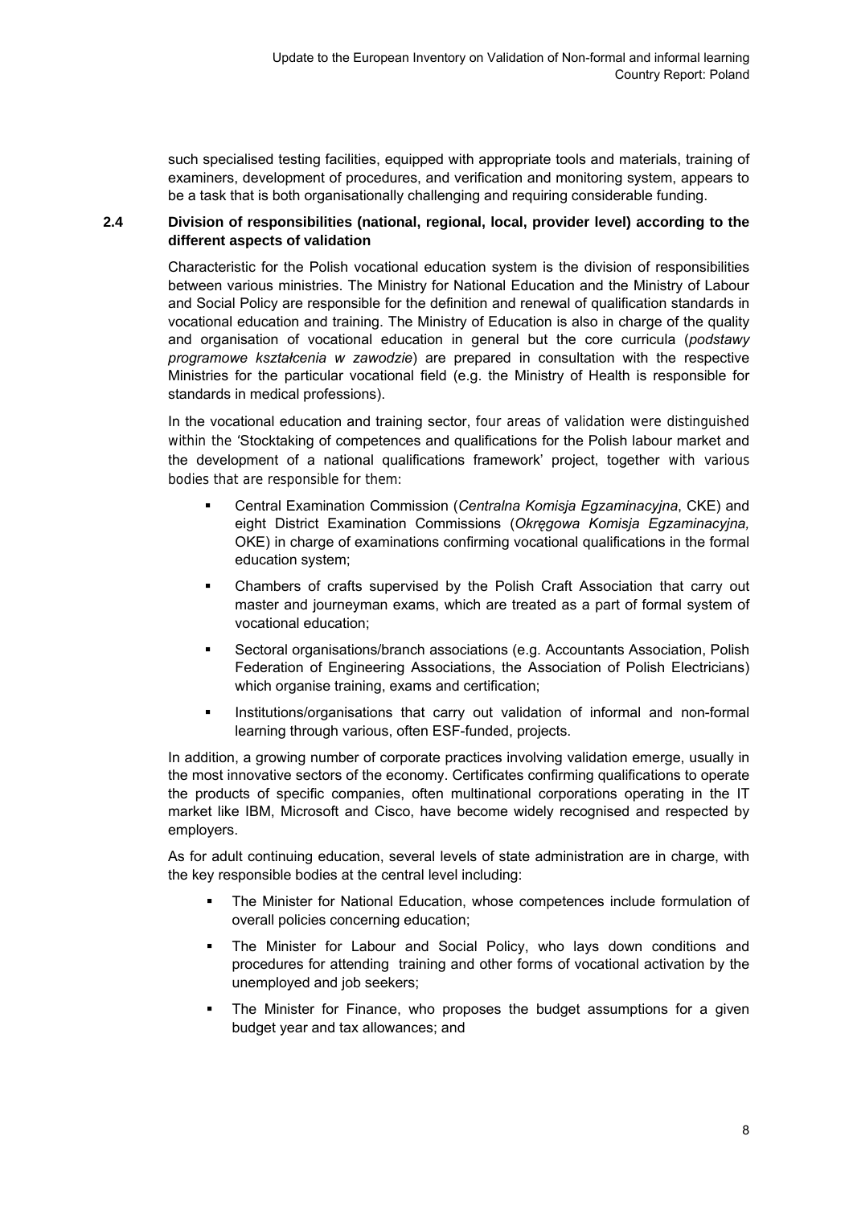such specialised testing facilities, equipped with appropriate tools and materials, training of examiners, development of procedures, and verification and monitoring system, appears to be a task that is both organisationally challenging and requiring considerable funding.

### 2.4 Division of responsibilities (national, regional, local, provider level) according to the different aspects of validation

Characteristic for the Polish vocational education system is the division of responsibilities between various ministries. The Ministry for National Education and the Ministry of Labour and Social Policy are responsible for the definition and renewal of qualification standards in vocational education and training. The Ministry of Education is also in charge of the quality and organisation of vocational education in general but the core curricula (*podstawy programowe kształcenia w zawodzie*) are prepared in consultation with the respective Ministries for the particular vocational field (e.g. the Ministry of Health is responsible for standards in medical professions).

In the vocational education and training sector, four areas of validation were distinguished within the 'Stocktaking of competences and qualifications for the Polish labour market and the development of a national qualifications framework' project, together with various bodies that are responsible for them:

- Central Examination Commission (*Centralna Komisja Egzaminacyjna*, CKE) and eight District Examination Commissions (*Okręgowa Komisja Egzaminacyjna,* OKE) in charge of examinations confirming vocational qualifications in the formal education system;
- Chambers of crafts supervised by the Polish Craft Association that carry out master and journeyman exams, which are treated as a part of formal system of vocational education;
- Sectoral organisations/branch associations (e.g. Accountants Association, Polish Federation of Engineering Associations, the Association of Polish Electricians) which organise training, exams and certification;
- Institutions/organisations that carry out validation of informal and non-formal learning through various, often ESF-funded, projects.

In addition, a growing number of corporate practices involving validation emerge, usually in the most innovative sectors of the economy. Certificates confirming qualifications to operate the products of specific companies, often multinational corporations operating in the IT market like IBM, Microsoft and Cisco, have become widely recognised and respected by employers.

As for adult continuing education, several levels of state administration are in charge, with the key responsible bodies at the central level including:

- The Minister for National Education, whose competences include formulation of overall policies concerning education;
- The Minister for Labour and Social Policy, who lays down conditions and procedures for attending training and other forms of vocational activation by the unemployed and job seekers;
- The Minister for Finance, who proposes the budget assumptions for a given budget year and tax allowances; and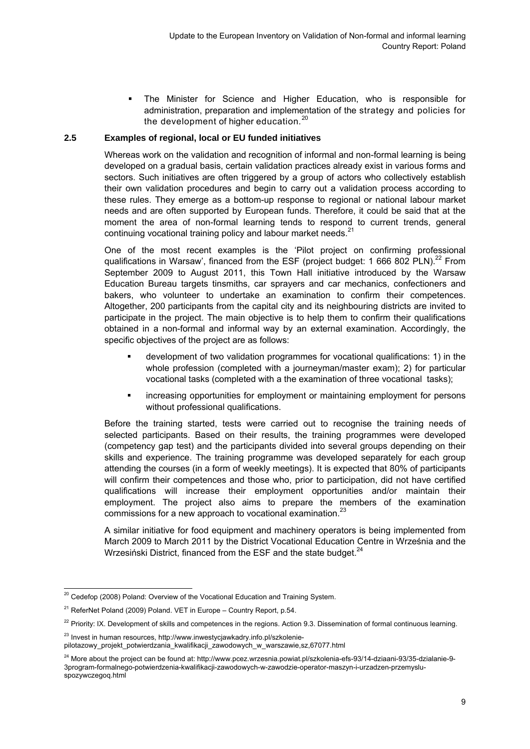- The Minister for Science and Higher Education, who is responsible for administration, preparation and implementation of the strategy and policies for the development of higher education.[20]

### 2.5 Examples of regional, local or EU funded initiatives

Whereas work on the validation and recognition of informal and non-formal learning is being developed on a gradual basis, certain validation practices already exist in various forms and sectors. Such initiatives are often triggered by a group of actors who collectively establish their own validation procedures and begin to carry out a validation process according to these rules. They emerge as a bottom-up response to regional or national labour market needs and are often supported by European funds. Therefore, it could be said that at the moment the area of non-formal learning tends to respond to current trends, general continuing vocational training policy and labour market needs.[21]

One of the most recent examples is the 'Pilot project on confirming professional qualifications in Warsaw', financed from the ESF (project budget: 1 666 802 PLN).[22] From September 2009 to August 2011, this Town Hall initiative introduced by the Warsaw Education Bureau targets tinsmiths, car sprayers and car mechanics, confectioners and bakers, who volunteer to undertake an examination to confirm their competences. Altogether, 200 participants from the capital city and its neighbouring districts are invited to participate in the project. The main objective is to help them to confirm their qualifications obtained in a non-formal and informal way by an external examination. Accordingly, the specific objectives of the project are as follows:

- development of two validation programmes for vocational qualifications: 1) in the whole profession (completed with a journeyman/master exam); 2) for particular vocational tasks (completed with a the examination of three vocational tasks);
- increasing opportunities for employment or maintaining employment for persons without professional qualifications.

Before the training started, tests were carried out to recognise the training needs of selected participants. Based on their results, the training programmes were developed (competency gap test) and the participants divided into several groups depending on their skills and experience. The training programme was developed separately for each group attending the courses (in a form of weekly meetings). It is expected that 80% of participants will confirm their competences and those who, prior to participation, did not have certified qualifications will increase their employment opportunities and/or maintain their employment. The project also aims to prepare the members of the examination commissions for a new approach to vocational examination.[23]

A similar initiative for food equipment and machinery operators is being implemented from March 2009 to March 2011 by the District Vocational Education Centre in Września and the Wrzesiński District, financed from the ESF and the state budget.[24]

---

[20] Cedefop (2008) Poland: Overview of the Vocational Education and Training System.

[21] ReferNet Poland (2009) Poland. VET in Europe – Country Report, p.54.

[22] Priority: IX. Development of skills and competences in the regions. Action 9.3. Dissemination of formal continuous learning.

[23] Invest in human resources, http://www.inwestycjawkadry.info.pl/szkolenie-pilotazowy_projekt_potwierdzania_kwalifikacji_zawodowych_w_warszawie,sz,67077.html

[24] More about the project can be found at: http://www.pcez.wrzesnia.powiat.pl/szkolenia-efs-93/14-dziaani-93/35-dzialanie-9-3program-formalnego-potwierdzenia-kwalifikacji-zawodowych-w-zawodzie-operator-maszyn-i-urzadzen-przemyslu-spozywczegoq.html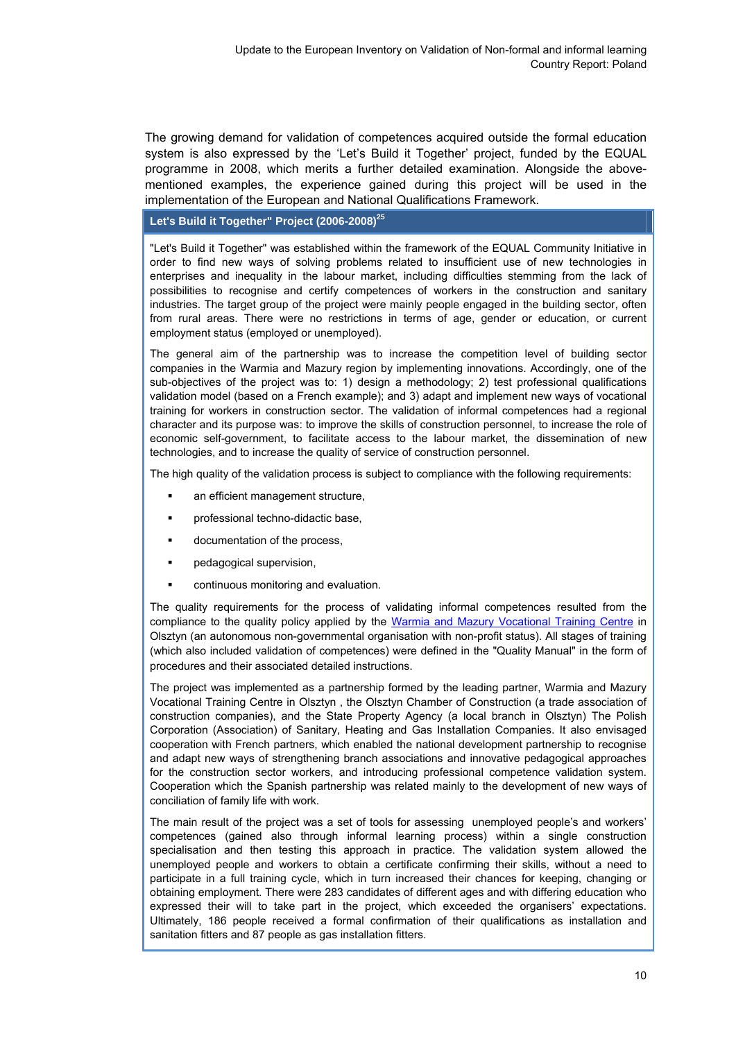The growing demand for validation of competences acquired outside the formal education system is also expressed by the 'Let's Build it Together' project, funded by the EQUAL programme in 2008, which merits a further detailed examination. Alongside the above-mentioned examples, the experience gained during this project will be used in the implementation of the European and National Qualifications Framework.

### Let's Build it Together" Project (2006-2008)[25]

"Let's Build it Together" was established within the framework of the EQUAL Community Initiative in order to find new ways of solving problems related to insufficient use of new technologies in enterprises and inequality in the labour market, including difficulties stemming from the lack of possibilities to recognise and certify competences of workers in the construction and sanitary industries. The target group of the project were mainly people engaged in the building sector, often from rural areas. There were no restrictions in terms of age, gender or education, or current employment status (employed or unemployed).

The general aim of the partnership was to increase the competition level of building sector companies in the Warmia and Mazury region by implementing innovations. Accordingly, one of the sub-objectives of the project was to: 1) design a methodology; 2) test professional qualifications validation model (based on a French example); and 3) adapt and implement new ways of vocational training for workers in construction sector. The validation of informal competences had a regional character and its purpose was: to improve the skills of construction personnel, to increase the role of economic self-government, to facilitate access to the labour market, the dissemination of new technologies, and to increase the quality of service of construction personnel.

The high quality of the validation process is subject to compliance with the following requirements:

- an efficient management structure,
- professional techno-didactic base,
- documentation of the process,
- pedagogical supervision,
- continuous monitoring and evaluation.

The quality requirements for the process of validating informal competences resulted from the compliance to the quality policy applied by the Warmia and Mazury Vocational Training Centre in Olsztyn (an autonomous non-governmental organisation with non-profit status). All stages of training (which also included validation of competences) were defined in the "Quality Manual" in the form of procedures and their associated detailed instructions.

The project was implemented as a partnership formed by the leading partner, Warmia and Mazury Vocational Training Centre in Olsztyn , the Olsztyn Chamber of Construction (a trade association of construction companies), and the State Property Agency (a local branch in Olsztyn) The Polish Corporation (Association) of Sanitary, Heating and Gas Installation Companies. It also envisaged cooperation with French partners, which enabled the national development partnership to recognise and adapt new ways of strengthening branch associations and innovative pedagogical approaches for the construction sector workers, and introducing professional competence validation system. Cooperation which the Spanish partnership was related mainly to the development of new ways of conciliation of family life with work.

The main result of the project was a set of tools for assessing unemployed people's and workers' competences (gained also through informal learning process) within a single construction specialisation and then testing this approach in practice. The validation system allowed the unemployed people and workers to obtain a certificate confirming their skills, without a need to participate in a full training cycle, which in turn increased their chances for keeping, changing or obtaining employment. There were 283 candidates of different ages and with differing education who expressed their will to take part in the project, which exceeded the organisers' expectations. Ultimately, 186 people received a formal confirmation of their qualifications as installation and sanitation fitters and 87 people as gas installation fitters.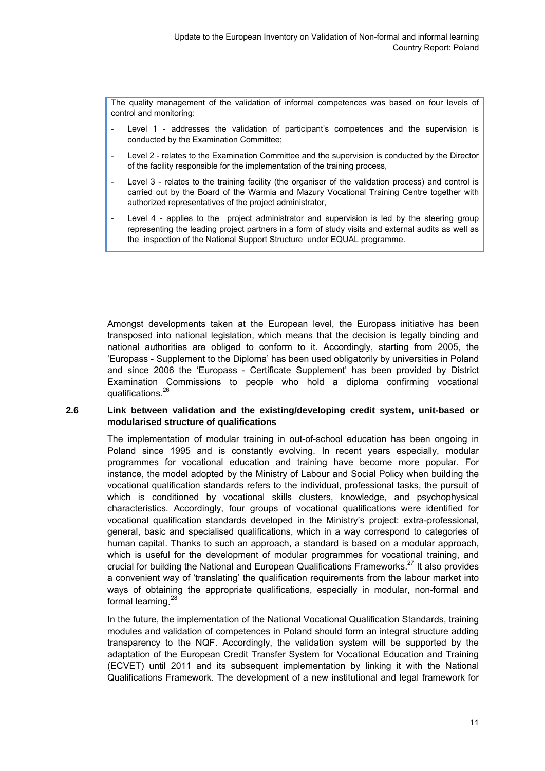The quality management of the validation of informal competences was based on four levels of control and monitoring:

- Level 1 - addresses the validation of participant's competences and the supervision is conducted by the Examination Committee;
- Level 2 - relates to the Examination Committee and the supervision is conducted by the Director of the facility responsible for the implementation of the training process,
- Level 3 - relates to the training facility (the organiser of the validation process) and control is carried out by the Board of the Warmia and Mazury Vocational Training Centre together with authorized representatives of the project administrator,
- Level 4 - applies to the project administrator and supervision is led by the steering group representing the leading project partners in a form of study visits and external audits as well as the inspection of the National Support Structure under EQUAL programme.

Amongst developments taken at the European level, the Europass initiative has been transposed into national legislation, which means that the decision is legally binding and national authorities are obliged to conform to it. Accordingly, starting from 2005, the 'Europass - Supplement to the Diploma' has been used obligatorily by universities in Poland and since 2006 the 'Europass - Certificate Supplement' has been provided by District Examination Commissions to people who hold a diploma confirming vocational qualifications.[26]

### 2.6 Link between validation and the existing/developing credit system, unit-based or modularised structure of qualifications

The implementation of modular training in out-of-school education has been ongoing in Poland since 1995 and is constantly evolving. In recent years especially, modular programmes for vocational education and training have become more popular. For instance, the model adopted by the Ministry of Labour and Social Policy when building the vocational qualification standards refers to the individual, professional tasks, the pursuit of which is conditioned by vocational skills clusters, knowledge, and psychophysical characteristics. Accordingly, four groups of vocational qualifications were identified for vocational qualification standards developed in the Ministry's project: extra-professional, general, basic and specialised qualifications, which in a way correspond to categories of human capital. Thanks to such an approach, a standard is based on a modular approach, which is useful for the development of modular programmes for vocational training, and crucial for building the National and European Qualifications Frameworks.[27] It also provides a convenient way of 'translating' the qualification requirements from the labour market into ways of obtaining the appropriate qualifications, especially in modular, non-formal and formal learning.[28]

In the future, the implementation of the National Vocational Qualification Standards, training modules and validation of competences in Poland should form an integral structure adding transparency to the NQF. Accordingly, the validation system will be supported by the adaptation of the European Credit Transfer System for Vocational Education and Training (ECVET) until 2011 and its subsequent implementation by linking it with the National Qualifications Framework. The development of a new institutional and legal framework for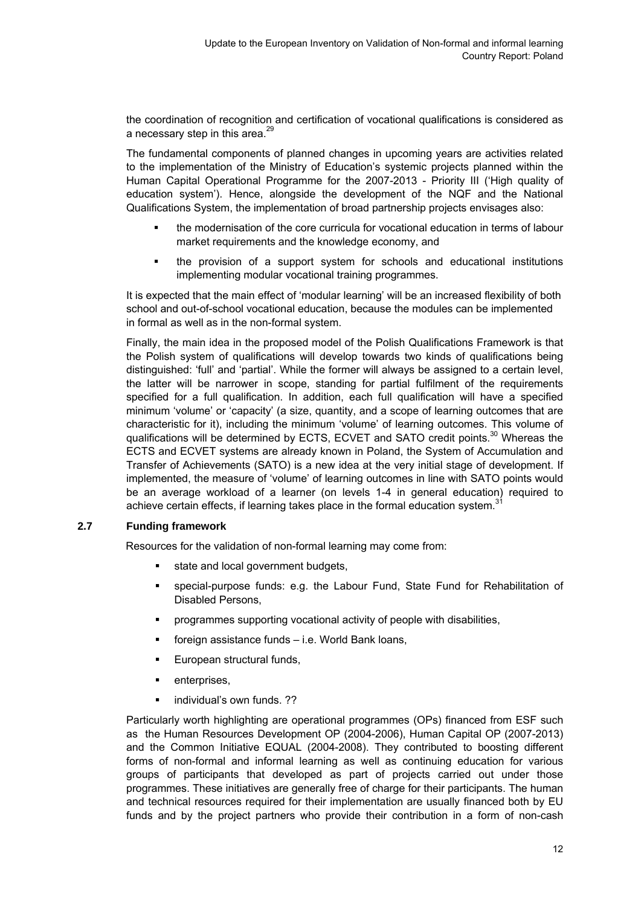the coordination of recognition and certification of vocational qualifications is considered as a necessary step in this area.[29]

The fundamental components of planned changes in upcoming years are activities related to the implementation of the Ministry of Education's systemic projects planned within the Human Capital Operational Programme for the 2007-2013 - Priority III ('High quality of education system'). Hence, alongside the development of the NQF and the National Qualifications System, the implementation of broad partnership projects envisages also:

- the modernisation of the core curricula for vocational education in terms of labour market requirements and the knowledge economy, and
- the provision of a support system for schools and educational institutions implementing modular vocational training programmes.

It is expected that the main effect of 'modular learning' will be an increased flexibility of both school and out-of-school vocational education, because the modules can be implemented in formal as well as in the non-formal system.

Finally, the main idea in the proposed model of the Polish Qualifications Framework is that the Polish system of qualifications will develop towards two kinds of qualifications being distinguished: 'full' and 'partial'. While the former will always be assigned to a certain level, the latter will be narrower in scope, standing for partial fulfilment of the requirements specified for a full qualification. In addition, each full qualification will have a specified minimum 'volume' or 'capacity' (a size, quantity, and a scope of learning outcomes that are characteristic for it), including the minimum 'volume' of learning outcomes. This volume of qualifications will be determined by ECTS, ECVET and SATO credit points.[30] Whereas the ECTS and ECVET systems are already known in Poland, the System of Accumulation and Transfer of Achievements (SATO) is a new idea at the very initial stage of development. If implemented, the measure of 'volume' of learning outcomes in line with SATO points would be an average workload of a learner (on levels 1-4 in general education) required to achieve certain effects, if learning takes place in the formal education system.[31]

## 2.7 Funding framework

Resources for the validation of non-formal learning may come from:

- state and local government budgets,
- special-purpose funds: e.g. the Labour Fund, State Fund for Rehabilitation of Disabled Persons,
- programmes supporting vocational activity of people with disabilities,
- foreign assistance funds – i.e. World Bank loans,
- European structural funds,
- enterprises,
- individual's own funds. ??

Particularly worth highlighting are operational programmes (OPs) financed from ESF such as the Human Resources Development OP (2004-2006), Human Capital OP (2007-2013) and the Common Initiative EQUAL (2004-2008). They contributed to boosting different forms of non-formal and informal learning as well as continuing education for various groups of participants that developed as part of projects carried out under those programmes. These initiatives are generally free of charge for their participants. The human and technical resources required for their implementation are usually financed both by EU funds and by the project partners who provide their contribution in a form of non-cash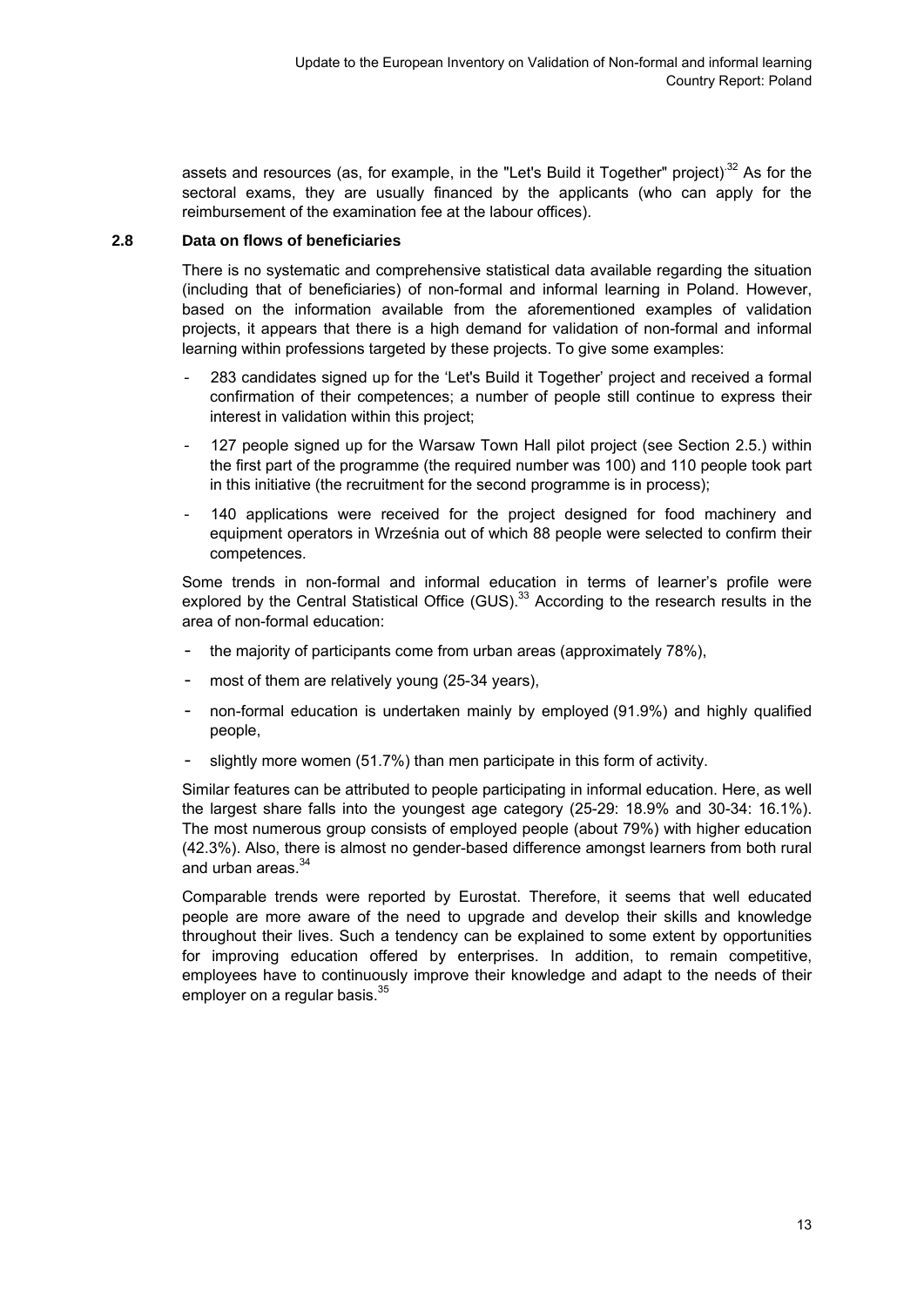assets and resources (as, for example, in the "Let's Build it Together" project).[32] As for the sectoral exams, they are usually financed by the applicants (who can apply for the reimbursement of the examination fee at the labour offices).

### 2.8 Data on flows of beneficiaries

There is no systematic and comprehensive statistical data available regarding the situation (including that of beneficiaries) of non-formal and informal learning in Poland. However, based on the information available from the aforementioned examples of validation projects, it appears that there is a high demand for validation of non-formal and informal learning within professions targeted by these projects. To give some examples:

- 283 candidates signed up for the 'Let's Build it Together' project and received a formal confirmation of their competences; a number of people still continue to express their interest in validation within this project;
- 127 people signed up for the Warsaw Town Hall pilot project (see Section 2.5.) within the first part of the programme (the required number was 100) and 110 people took part in this initiative (the recruitment for the second programme is in process);
- 140 applications were received for the project designed for food machinery and equipment operators in Września out of which 88 people were selected to confirm their competences.

Some trends in non-formal and informal education in terms of learner's profile were explored by the Central Statistical Office (GUS).[33] According to the research results in the area of non-formal education:

- the majority of participants come from urban areas (approximately 78%),
- most of them are relatively young (25-34 years),
- non-formal education is undertaken mainly by employed (91.9%) and highly qualified people,
- slightly more women (51.7%) than men participate in this form of activity.

Similar features can be attributed to people participating in informal education. Here, as well the largest share falls into the youngest age category (25-29: 18.9% and 30-34: 16.1%). The most numerous group consists of employed people (about 79%) with higher education (42.3%). Also, there is almost no gender-based difference amongst learners from both rural and urban areas.[34]

Comparable trends were reported by Eurostat. Therefore, it seems that well educated people are more aware of the need to upgrade and develop their skills and knowledge throughout their lives. Such a tendency can be explained to some extent by opportunities for improving education offered by enterprises. In addition, to remain competitive, employees have to continuously improve their knowledge and adapt to the needs of their employer on a regular basis.[35]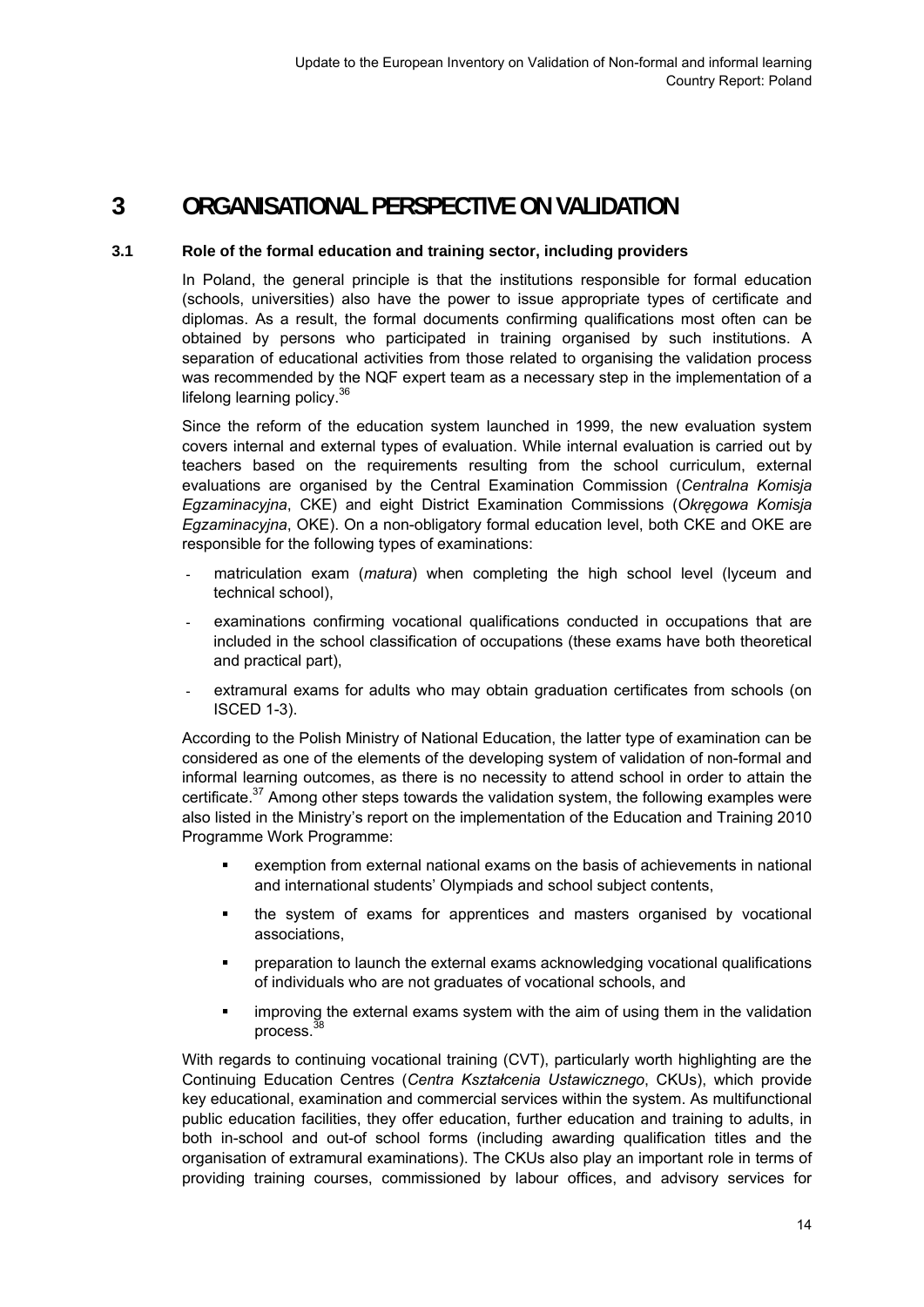# 3 ORGANISATIONAL PERSPECTIVE ON VALIDATION

## 3.1 Role of the formal education and training sector, including providers

In Poland, the general principle is that the institutions responsible for formal education (schools, universities) also have the power to issue appropriate types of certificate and diplomas. As a result, the formal documents confirming qualifications most often can be obtained by persons who participated in training organised by such institutions. A separation of educational activities from those related to organising the validation process was recommended by the NQF expert team as a necessary step in the implementation of a lifelong learning policy.[36]

Since the reform of the education system launched in 1999, the new evaluation system covers internal and external types of evaluation. While internal evaluation is carried out by teachers based on the requirements resulting from the school curriculum, external evaluations are organised by the Central Examination Commission (*Centralna Komisja Egzaminacyjna*, CKE) and eight District Examination Commissions (*Okręgowa Komisja Egzaminacyjna*, OKE). On a non-obligatory formal education level, both CKE and OKE are responsible for the following types of examinations:

- matriculation exam (*matura*) when completing the high school level (lyceum and technical school),
- examinations confirming vocational qualifications conducted in occupations that are included in the school classification of occupations (these exams have both theoretical and practical part),
- extramural exams for adults who may obtain graduation certificates from schools (on ISCED 1-3).

According to the Polish Ministry of National Education, the latter type of examination can be considered as one of the elements of the developing system of validation of non-formal and informal learning outcomes, as there is no necessity to attend school in order to attain the certificate.[37] Among other steps towards the validation system, the following examples were also listed in the Ministry's report on the implementation of the Education and Training 2010 Programme Work Programme:

- exemption from external national exams on the basis of achievements in national and international students' Olympiads and school subject contents,
- the system of exams for apprentices and masters organised by vocational associations,
- preparation to launch the external exams acknowledging vocational qualifications of individuals who are not graduates of vocational schools, and
- improving the external exams system with the aim of using them in the validation process.[38]

With regards to continuing vocational training (CVT), particularly worth highlighting are the Continuing Education Centres (*Centra Kształcenia Ustawicznego*, CKUs), which provide key educational, examination and commercial services within the system. As multifunctional public education facilities, they offer education, further education and training to adults, in both in-school and out-of school forms (including awarding qualification titles and the organisation of extramural examinations). The CKUs also play an important role in terms of providing training courses, commissioned by labour offices, and advisory services for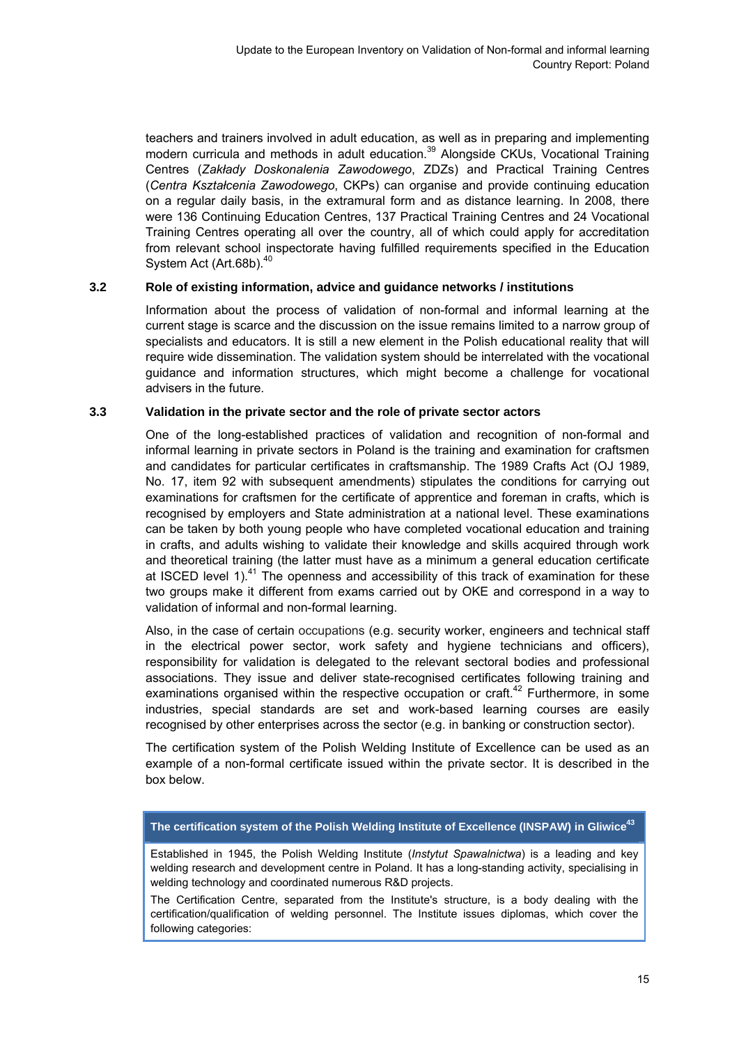teachers and trainers involved in adult education, as well as in preparing and implementing modern curricula and methods in adult education.[39] Alongside CKUs, Vocational Training Centres (*Zakłady Doskonalenia Zawodowego*, ZDZs) and Practical Training Centres (*Centra Kształcenia Zawodowego*, CKPs) can organise and provide continuing education on a regular daily basis, in the extramural form and as distance learning. In 2008, there were 136 Continuing Education Centres, 137 Practical Training Centres and 24 Vocational Training Centres operating all over the country, all of which could apply for accreditation from relevant school inspectorate having fulfilled requirements specified in the Education System Act (Art.68b).[40]

### 3.2 Role of existing information, advice and guidance networks / institutions

Information about the process of validation of non-formal and informal learning at the current stage is scarce and the discussion on the issue remains limited to a narrow group of specialists and educators. It is still a new element in the Polish educational reality that will require wide dissemination. The validation system should be interrelated with the vocational guidance and information structures, which might become a challenge for vocational advisers in the future.

### 3.3 Validation in the private sector and the role of private sector actors

One of the long-established practices of validation and recognition of non-formal and informal learning in private sectors in Poland is the training and examination for craftsmen and candidates for particular certificates in craftsmanship. The 1989 Crafts Act (OJ 1989, No. 17, item 92 with subsequent amendments) stipulates the conditions for carrying out examinations for craftsmen for the certificate of apprentice and foreman in crafts, which is recognised by employers and State administration at a national level. These examinations can be taken by both young people who have completed vocational education and training in crafts, and adults wishing to validate their knowledge and skills acquired through work and theoretical training (the latter must have as a minimum a general education certificate at ISCED level 1).[41] The openness and accessibility of this track of examination for these two groups make it different from exams carried out by OKE and correspond in a way to validation of informal and non-formal learning.

Also, in the case of certain occupations (e.g. security worker, engineers and technical staff in the electrical power sector, work safety and hygiene technicians and officers), responsibility for validation is delegated to the relevant sectoral bodies and professional associations. They issue and deliver state-recognised certificates following training and examinations organised within the respective occupation or craft.[42] Furthermore, in some industries, special standards are set and work-based learning courses are easily recognised by other enterprises across the sector (e.g. in banking or construction sector).

The certification system of the Polish Welding Institute of Excellence can be used as an example of a non-formal certificate issued within the private sector. It is described in the box below.

**The certification system of the Polish Welding Institute of Excellence (INSPAW) in Gliwice[43]**

Established in 1945, the Polish Welding Institute (*Instytut Spawalnictwa*) is a leading and key welding research and development centre in Poland. It has a long-standing activity, specialising in welding technology and coordinated numerous R&D projects.

The Certification Centre, separated from the Institute's structure, is a body dealing with the certification/qualification of welding personnel. The Institute issues diplomas, which cover the following categories: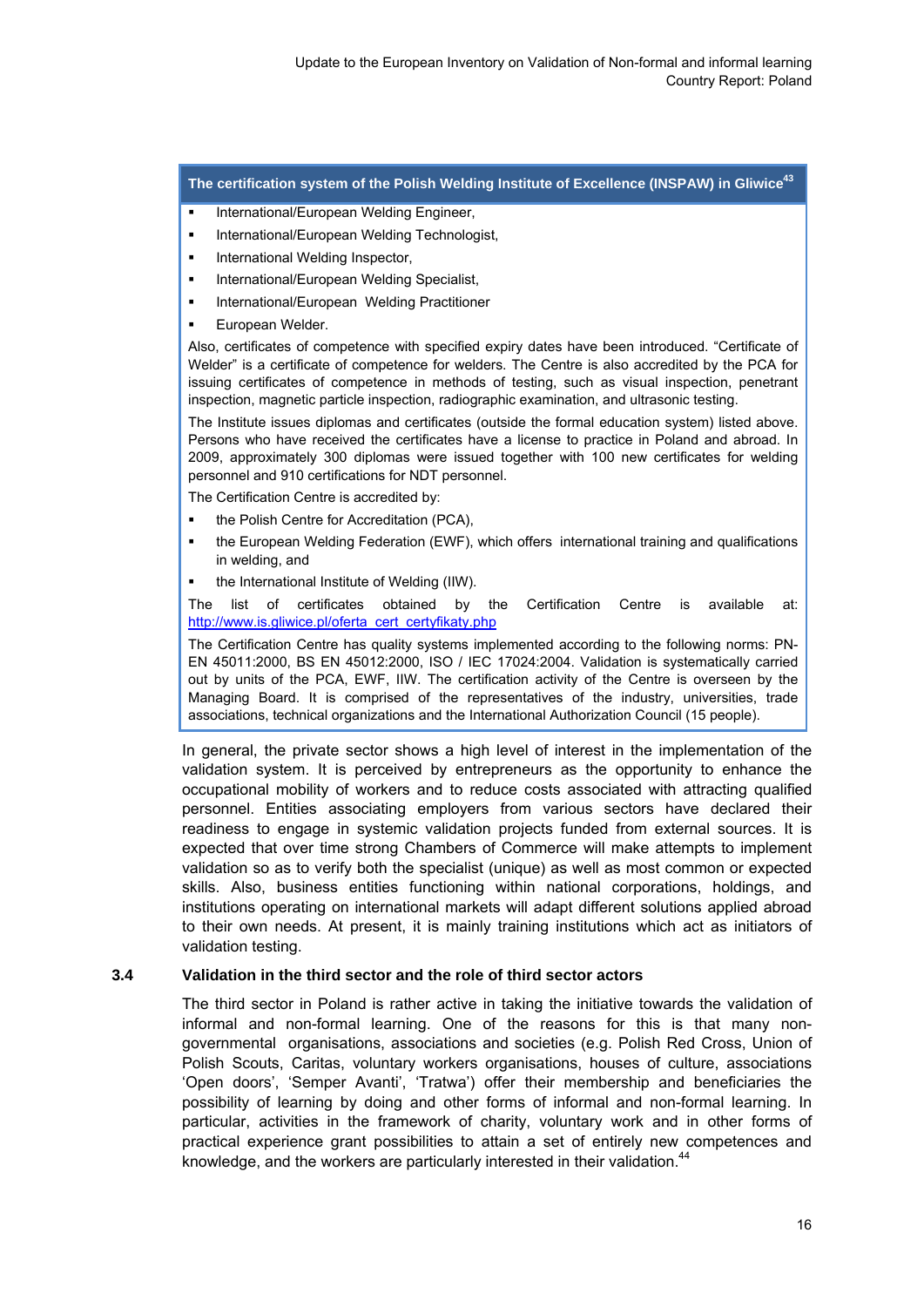**The certification system of the Polish Welding Institute of Excellence (INSPAW) in Gliwice[43]**

- International/European Welding Engineer,
- International/European Welding Technologist,
- International Welding Inspector,
- International/European Welding Specialist,
- International/European Welding Practitioner
- European Welder.

Also, certificates of competence with specified expiry dates have been introduced. "Certificate of Welder" is a certificate of competence for welders. The Centre is also accredited by the PCA for issuing certificates of competence in methods of testing, such as visual inspection, penetrant inspection, magnetic particle inspection, radiographic examination, and ultrasonic testing.

The Institute issues diplomas and certificates (outside the formal education system) listed above. Persons who have received the certificates have a license to practice in Poland and abroad. In 2009, approximately 300 diplomas were issued together with 100 new certificates for welding personnel and 910 certifications for NDT personnel.

The Certification Centre is accredited by:

- the Polish Centre for Accreditation (PCA),
- the European Welding Federation (EWF), which offers international training and qualifications in welding, and
- the International Institute of Welding (IIW).

The list of certificates obtained by the Certification Centre is available at: http://www.is.gliwice.pl/oferta_cert_certyfikaty.php

The Certification Centre has quality systems implemented according to the following norms: PN-EN 45011:2000, BS EN 45012:2000, ISO / IEC 17024:2004. Validation is systematically carried out by units of the PCA, EWF, IIW. The certification activity of the Centre is overseen by the Managing Board. It is comprised of the representatives of the industry, universities, trade associations, technical organizations and the International Authorization Council (15 people).

In general, the private sector shows a high level of interest in the implementation of the validation system. It is perceived by entrepreneurs as the opportunity to enhance the occupational mobility of workers and to reduce costs associated with attracting qualified personnel. Entities associating employers from various sectors have declared their readiness to engage in systemic validation projects funded from external sources. It is expected that over time strong Chambers of Commerce will make attempts to implement validation so as to verify both the specialist (unique) as well as most common or expected skills. Also, business entities functioning within national corporations, holdings, and institutions operating on international markets will adapt different solutions applied abroad to their own needs. At present, it is mainly training institutions which act as initiators of validation testing.

### 3.4 Validation in the third sector and the role of third sector actors

The third sector in Poland is rather active in taking the initiative towards the validation of informal and non-formal learning. One of the reasons for this is that many non-governmental organisations, associations and societies (e.g. Polish Red Cross, Union of Polish Scouts, Caritas, voluntary workers organisations, houses of culture, associations 'Open doors', 'Semper Avanti', 'Tratwa') offer their membership and beneficiaries the possibility of learning by doing and other forms of informal and non-formal learning. In particular, activities in the framework of charity, voluntary work and in other forms of practical experience grant possibilities to attain a set of entirely new competences and knowledge, and the workers are particularly interested in their validation.[44]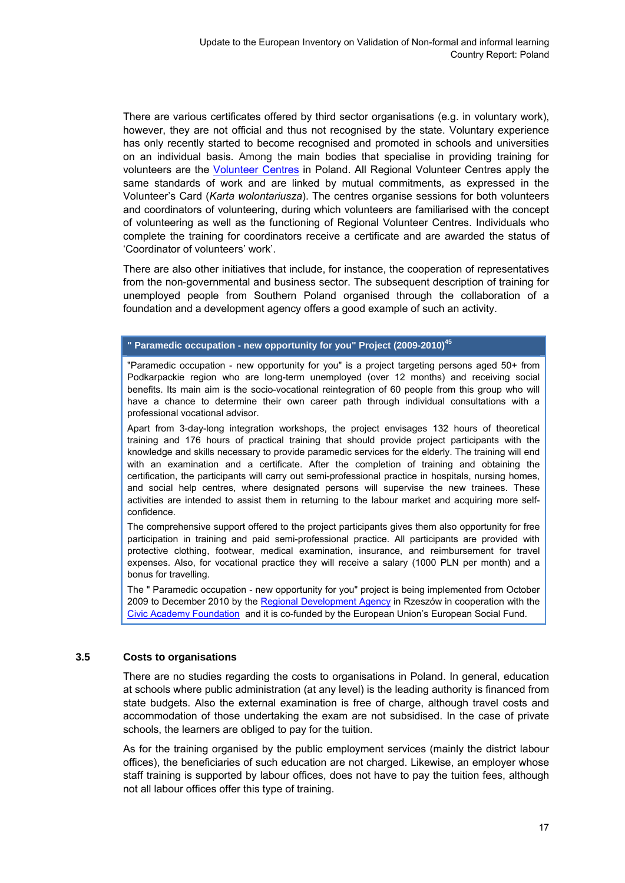There are various certificates offered by third sector organisations (e.g. in voluntary work), however, they are not official and thus not recognised by the state. Voluntary experience has only recently started to become recognised and promoted in schools and universities on an individual basis. Among the main bodies that specialise in providing training for volunteers are the Volunteer Centres in Poland. All Regional Volunteer Centres apply the same standards of work and are linked by mutual commitments, as expressed in the Volunteer's Card (*Karta wolontariusza*). The centres organise sessions for both volunteers and coordinators of volunteering, during which volunteers are familiarised with the concept of volunteering as well as the functioning of Regional Volunteer Centres. Individuals who complete the training for coordinators receive a certificate and are awarded the status of 'Coordinator of volunteers' work'.

There are also other initiatives that include, for instance, the cooperation of representatives from the non-governmental and business sector. The subsequent description of training for unemployed people from Southern Poland organised through the collaboration of a foundation and a development agency offers a good example of such an activity.

**" Paramedic occupation - new opportunity for you" Project (2009-2010)**[45]

"Paramedic occupation - new opportunity for you" is a project targeting persons aged 50+ from Podkarpackie region who are long-term unemployed (over 12 months) and receiving social benefits. Its main aim is the socio-vocational reintegration of 60 people from this group who will have a chance to determine their own career path through individual consultations with a professional vocational advisor.

Apart from 3-day-long integration workshops, the project envisages 132 hours of theoretical training and 176 hours of practical training that should provide project participants with the knowledge and skills necessary to provide paramedic services for the elderly. The training will end with an examination and a certificate. After the completion of training and obtaining the certification, the participants will carry out semi-professional practice in hospitals, nursing homes, and social help centres, where designated persons will supervise the new trainees. These activities are intended to assist them in returning to the labour market and acquiring more self-confidence.

The comprehensive support offered to the project participants gives them also opportunity for free participation in training and paid semi-professional practice. All participants are provided with protective clothing, footwear, medical examination, insurance, and reimbursement for travel expenses. Also, for vocational practice they will receive a salary (1000 PLN per month) and a bonus for travelling.

The " Paramedic occupation - new opportunity for you" project is being implemented from October 2009 to December 2010 by the Regional Development Agency in Rzeszów in cooperation with the Civic Academy Foundation and it is co-funded by the European Union's European Social Fund.

### 3.5 Costs to organisations

There are no studies regarding the costs to organisations in Poland. In general, education at schools where public administration (at any level) is the leading authority is financed from state budgets. Also the external examination is free of charge, although travel costs and accommodation of those undertaking the exam are not subsidised. In the case of private schools, the learners are obliged to pay for the tuition.

As for the training organised by the public employment services (mainly the district labour offices), the beneficiaries of such education are not charged. Likewise, an employer whose staff training is supported by labour offices, does not have to pay the tuition fees, although not all labour offices offer this type of training.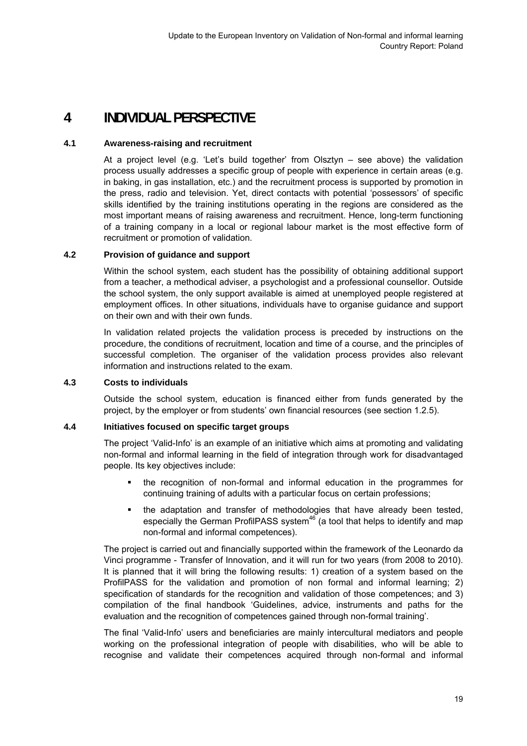# 4 INDIVIDUAL PERSPECTIVE

## 4.1 Awareness-raising and recruitment

At a project level (e.g. 'Let's build together' from Olsztyn – see above) the validation process usually addresses a specific group of people with experience in certain areas (e.g. in baking, in gas installation, etc.) and the recruitment process is supported by promotion in the press, radio and television. Yet, direct contacts with potential 'possessors' of specific skills identified by the training institutions operating in the regions are considered as the most important means of raising awareness and recruitment. Hence, long-term functioning of a training company in a local or regional labour market is the most effective form of recruitment or promotion of validation.

## 4.2 Provision of guidance and support

Within the school system, each student has the possibility of obtaining additional support from a teacher, a methodical adviser, a psychologist and a professional counsellor. Outside the school system, the only support available is aimed at unemployed people registered at employment offices. In other situations, individuals have to organise guidance and support on their own and with their own funds.

In validation related projects the validation process is preceded by instructions on the procedure, the conditions of recruitment, location and time of a course, and the principles of successful completion. The organiser of the validation process provides also relevant information and instructions related to the exam.

## 4.3 Costs to individuals

Outside the school system, education is financed either from funds generated by the project, by the employer or from students' own financial resources (see section 1.2.5).

## 4.4 Initiatives focused on specific target groups

The project 'Valid-Info' is an example of an initiative which aims at promoting and validating non-formal and informal learning in the field of integration through work for disadvantaged people. Its key objectives include:

- the recognition of non-formal and informal education in the programmes for continuing training of adults with a particular focus on certain professions;
- the adaptation and transfer of methodologies that have already been tested, especially the German ProfilPASS system[46] (a tool that helps to identify and map non-formal and informal competences).

The project is carried out and financially supported within the framework of the Leonardo da Vinci programme - Transfer of Innovation, and it will run for two years (from 2008 to 2010). It is planned that it will bring the following results: 1) creation of a system based on the ProfilPASS for the validation and promotion of non formal and informal learning; 2) specification of standards for the recognition and validation of those competences; and 3) compilation of the final handbook 'Guidelines, advice, instruments and paths for the evaluation and the recognition of competences gained through non-formal training'.

The final 'Valid-Info' users and beneficiaries are mainly intercultural mediators and people working on the professional integration of people with disabilities, who will be able to recognise and validate their competences acquired through non-formal and informal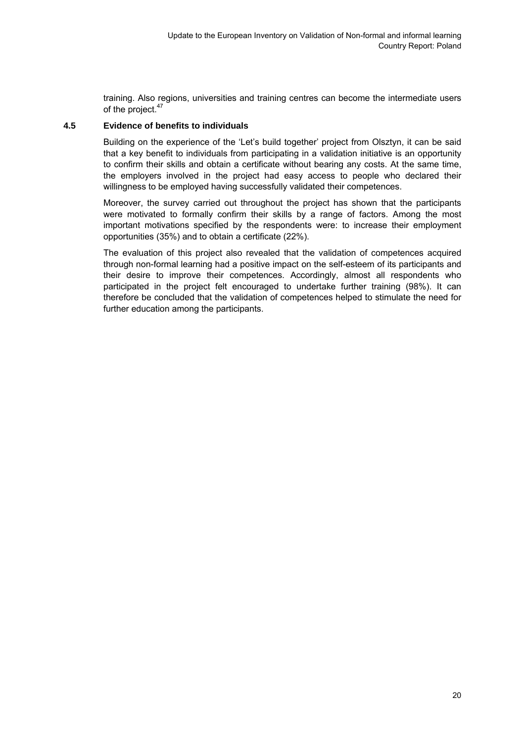training. Also regions, universities and training centres can become the intermediate users of the project.[47]

### 4.5 Evidence of benefits to individuals

Building on the experience of the 'Let's build together' project from Olsztyn, it can be said that a key benefit to individuals from participating in a validation initiative is an opportunity to confirm their skills and obtain a certificate without bearing any costs. At the same time, the employers involved in the project had easy access to people who declared their willingness to be employed having successfully validated their competences.

Moreover, the survey carried out throughout the project has shown that the participants were motivated to formally confirm their skills by a range of factors. Among the most important motivations specified by the respondents were: to increase their employment opportunities (35%) and to obtain a certificate (22%).

The evaluation of this project also revealed that the validation of competences acquired through non-formal learning had a positive impact on the self-esteem of its participants and their desire to improve their competences. Accordingly, almost all respondents who participated in the project felt encouraged to undertake further training (98%). It can therefore be concluded that the validation of competences helped to stimulate the need for further education among the participants.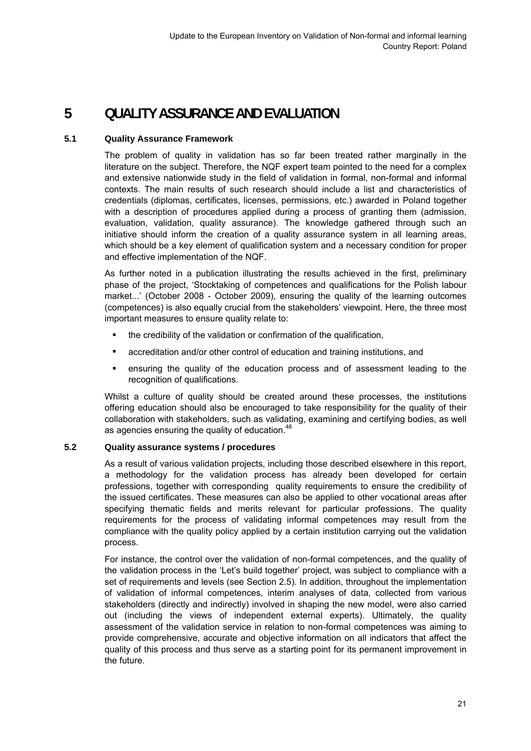# 5 QUALITY ASSURANCE AND EVALUATION

## 5.1 Quality Assurance Framework

The problem of quality in validation has so far been treated rather marginally in the literature on the subject. Therefore, the NQF expert team pointed to the need for a complex and extensive nationwide study in the field of validation in formal, non-formal and informal contexts. The main results of such research should include a list and characteristics of credentials (diplomas, certificates, licenses, permissions, etc.) awarded in Poland together with a description of procedures applied during a process of granting them (admission, evaluation, validation, quality assurance). The knowledge gathered through such an initiative should inform the creation of a quality assurance system in all learning areas, which should be a key element of qualification system and a necessary condition for proper and effective implementation of the NQF.

As further noted in a publication illustrating the results achieved in the first, preliminary phase of the project, 'Stocktaking of competences and qualifications for the Polish labour market...' (October 2008 - October 2009), ensuring the quality of the learning outcomes (competences) is also equally crucial from the stakeholders' viewpoint. Here, the three most important measures to ensure quality relate to:

- the credibility of the validation or confirmation of the qualification,
- accreditation and/or other control of education and training institutions, and
- ensuring the quality of the education process and of assessment leading to the recognition of qualifications.

Whilst a culture of quality should be created around these processes, the institutions offering education should also be encouraged to take responsibility for the quality of their collaboration with stakeholders, such as validating, examining and certifying bodies, as well as agencies ensuring the quality of education.[48]

## 5.2 Quality assurance systems / procedures

As a result of various validation projects, including those described elsewhere in this report, a methodology for the validation process has already been developed for certain professions, together with corresponding quality requirements to ensure the credibility of the issued certificates. These measures can also be applied to other vocational areas after specifying thematic fields and merits relevant for particular professions. The quality requirements for the process of validating informal competences may result from the compliance with the quality policy applied by a certain institution carrying out the validation process.

For instance, the control over the validation of non-formal competences, and the quality of the validation process in the 'Let's build together' project, was subject to compliance with a set of requirements and levels (see Section 2.5). In addition, throughout the implementation of validation of informal competences, interim analyses of data, collected from various stakeholders (directly and indirectly) involved in shaping the new model, were also carried out (including the views of independent external experts). Ultimately, the quality assessment of the validation service in relation to non-formal competences was aiming to provide comprehensive, accurate and objective information on all indicators that affect the quality of this process and thus serve as a starting point for its permanent improvement in the future.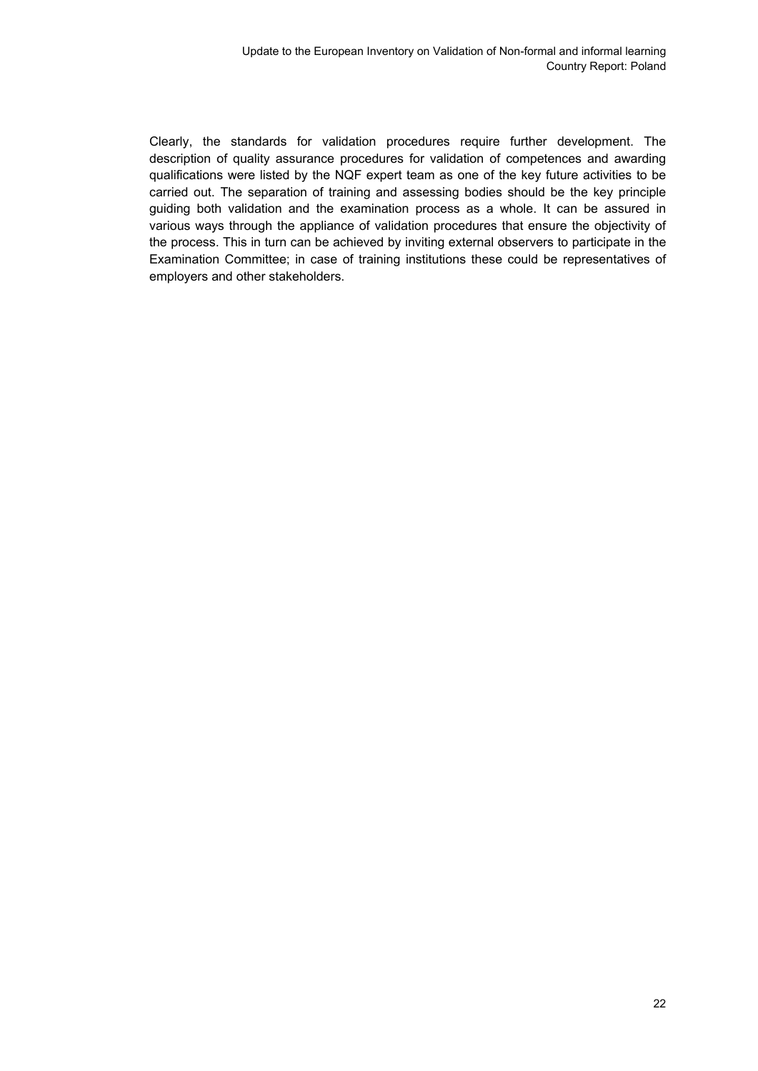Clearly, the standards for validation procedures require further development. The description of quality assurance procedures for validation of competences and awarding qualifications were listed by the NQF expert team as one of the key future activities to be carried out. The separation of training and assessing bodies should be the key principle guiding both validation and the examination process as a whole. It can be assured in various ways through the appliance of validation procedures that ensure the objectivity of the process. This in turn can be achieved by inviting external observers to participate in the Examination Committee; in case of training institutions these could be representatives of employers and other stakeholders.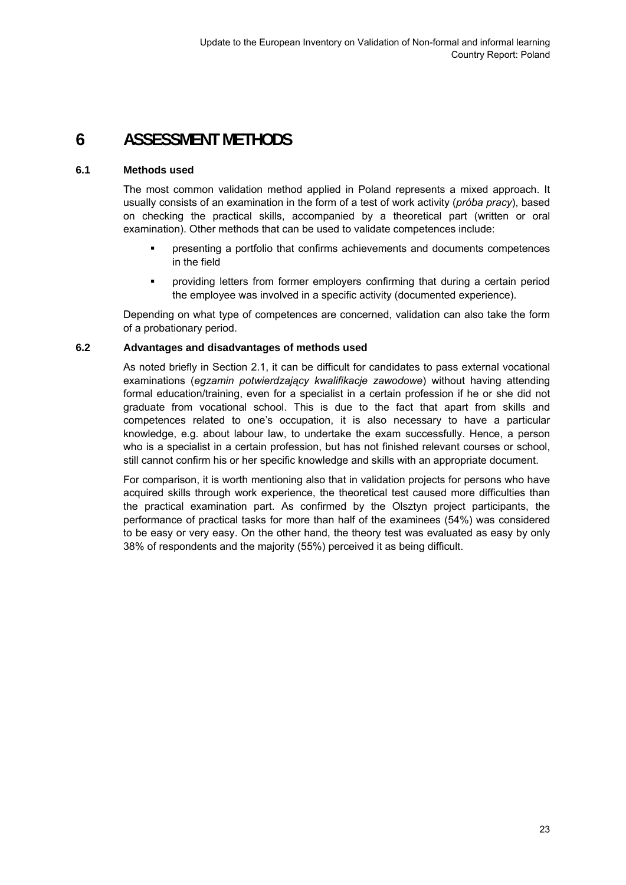# 6 ASSESSMENT METHODS

## 6.1 Methods used

The most common validation method applied in Poland represents a mixed approach. It usually consists of an examination in the form of a test of work activity (*próba pracy*), based on checking the practical skills, accompanied by a theoretical part (written or oral examination). Other methods that can be used to validate competences include:

- presenting a portfolio that confirms achievements and documents competences in the field
- providing letters from former employers confirming that during a certain period the employee was involved in a specific activity (documented experience).

Depending on what type of competences are concerned, validation can also take the form of a probationary period.

## 6.2 Advantages and disadvantages of methods used

As noted briefly in Section 2.1, it can be difficult for candidates to pass external vocational examinations (*egzamin potwierdzający kwalifikacje zawodowe*) without having attending formal education/training, even for a specialist in a certain profession if he or she did not graduate from vocational school. This is due to the fact that apart from skills and competences related to one's occupation, it is also necessary to have a particular knowledge, e.g. about labour law, to undertake the exam successfully. Hence, a person who is a specialist in a certain profession, but has not finished relevant courses or school, still cannot confirm his or her specific knowledge and skills with an appropriate document.

For comparison, it is worth mentioning also that in validation projects for persons who have acquired skills through work experience, the theoretical test caused more difficulties than the practical examination part. As confirmed by the Olsztyn project participants, the performance of practical tasks for more than half of the examinees (54%) was considered to be easy or very easy. On the other hand, the theory test was evaluated as easy by only 38% of respondents and the majority (55%) perceived it as being difficult.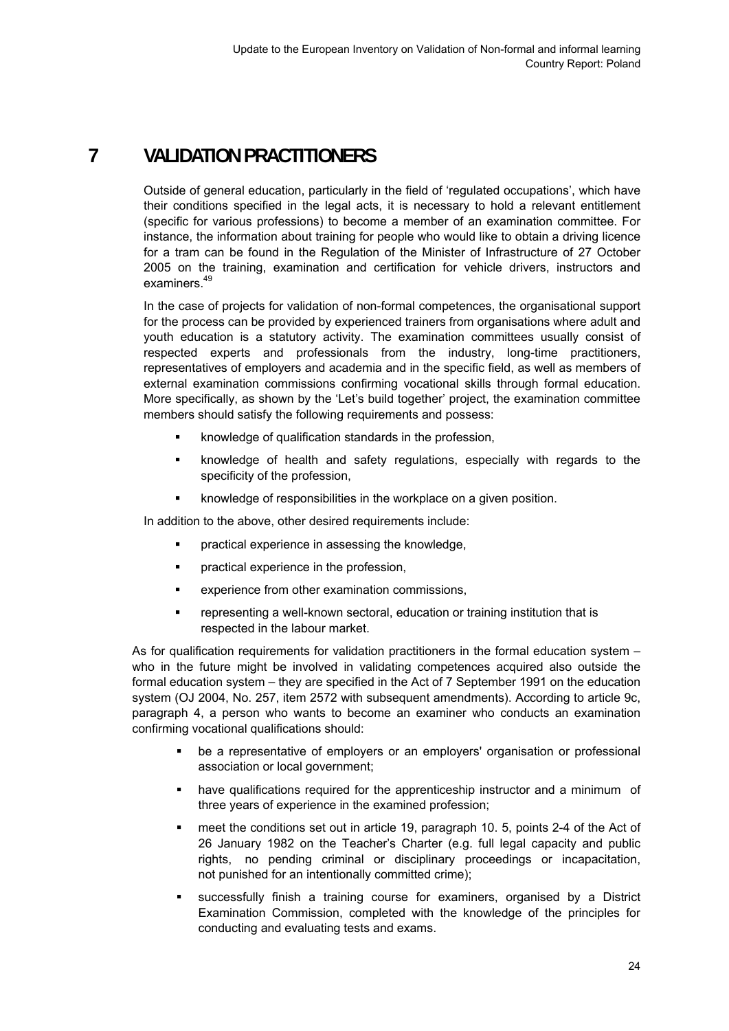# 7 VALIDATION PRACTITIONERS

Outside of general education, particularly in the field of 'regulated occupations', which have their conditions specified in the legal acts, it is necessary to hold a relevant entitlement (specific for various professions) to become a member of an examination committee. For instance, the information about training for people who would like to obtain a driving licence for a tram can be found in the Regulation of the Minister of Infrastructure of 27 October 2005 on the training, examination and certification for vehicle drivers, instructors and examiners.[49]

In the case of projects for validation of non-formal competences, the organisational support for the process can be provided by experienced trainers from organisations where adult and youth education is a statutory activity. The examination committees usually consist of respected experts and professionals from the industry, long-time practitioners, representatives of employers and academia and in the specific field, as well as members of external examination commissions confirming vocational skills through formal education. More specifically, as shown by the 'Let's build together' project, the examination committee members should satisfy the following requirements and possess:

- knowledge of qualification standards in the profession,
- knowledge of health and safety regulations, especially with regards to the specificity of the profession,
- knowledge of responsibilities in the workplace on a given position.

In addition to the above, other desired requirements include:

- practical experience in assessing the knowledge,
- practical experience in the profession,
- experience from other examination commissions,
- representing a well-known sectoral, education or training institution that is respected in the labour market.

As for qualification requirements for validation practitioners in the formal education system – who in the future might be involved in validating competences acquired also outside the formal education system – they are specified in the Act of 7 September 1991 on the education system (OJ 2004, No. 257, item 2572 with subsequent amendments). According to article 9c, paragraph 4, a person who wants to become an examiner who conducts an examination confirming vocational qualifications should:

- be a representative of employers or an employers' organisation or professional association or local government;
- have qualifications required for the apprenticeship instructor and a minimum of three years of experience in the examined profession;
- meet the conditions set out in article 19, paragraph 10. 5, points 2-4 of the Act of 26 January 1982 on the Teacher's Charter (e.g. full legal capacity and public rights, no pending criminal or disciplinary proceedings or incapacitation, not punished for an intentionally committed crime);
- successfully finish a training course for examiners, organised by a District Examination Commission, completed with the knowledge of the principles for conducting and evaluating tests and exams.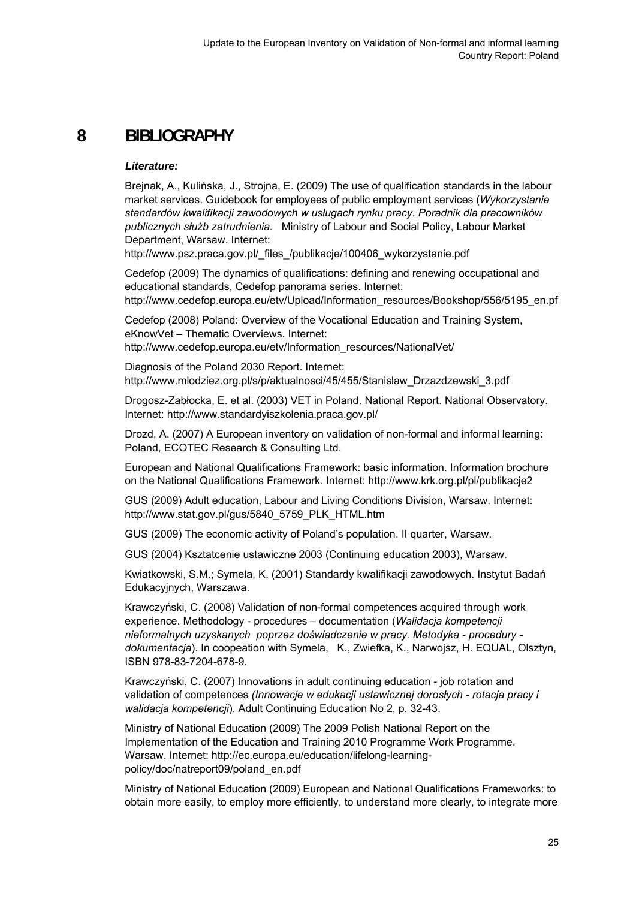# 8 BIBLIOGRAPHY

***Literature:***

Brejnak, A., Kulińska, J., Strojna, E. (2009) The use of qualification standards in the labour market services. Guidebook for employees of public employment services (*Wykorzystanie standardów kwalifikacji zawodowych w usługach rynku pracy. Poradnik dla pracowników publicznych służb zatrudnienia.* Ministry of Labour and Social Policy, Labour Market Department, Warsaw. Internet: http://www.psz.praca.gov.pl/_files_/publikacje/100406_wykorzystanie.pdf

Cedefop (2009) The dynamics of qualifications: defining and renewing occupational and educational standards, Cedefop panorama series. Internet: http://www.cedefop.europa.eu/etv/Upload/Information_resources/Bookshop/556/5195_en.pf

Cedefop (2008) Poland: Overview of the Vocational Education and Training System, eKnowVet – Thematic Overviews. Internet: http://www.cedefop.europa.eu/etv/Information_resources/NationalVet/

Diagnosis of the Poland 2030 Report. Internet: http://www.mlodziez.org.pl/s/p/aktualnosci/45/455/Stanislaw_Drzazdzewski_3.pdf

Drogosz-Zabłocka, E. et al. (2003) VET in Poland. National Report. National Observatory. Internet: http://www.standardyiszkolenia.praca.gov.pl/

Drozd, A. (2007) A European inventory on validation of non-formal and informal learning: Poland, ECOTEC Research & Consulting Ltd.

European and National Qualifications Framework: basic information. Information brochure on the National Qualifications Framework. Internet: http://www.krk.org.pl/pl/publikacje2

GUS (2009) Adult education, Labour and Living Conditions Division, Warsaw. Internet: http://www.stat.gov.pl/gus/5840_5759_PLK_HTML.htm

GUS (2009) The economic activity of Poland's population. II quarter, Warsaw.

GUS (2004) Kształcenie ustawiczne 2003 (Continuing education 2003), Warsaw.

Kwiatkowski, S.M.; Symela, K. (2001) Standardy kwalifikacji zawodowych. Instytut Badań Edukacyjnych, Warszawa.

Krawczyński, C. (2008) Validation of non-formal competences acquired through work experience. Methodology - procedures – documentation (*Walidacja kompetencji nieformalnych uzyskanych poprzez doświadczenie w pracy. Metodyka - procedury - dokumentacja*). In coopeation with Symela, K., Zwiefka, K., Narwojsz, H. EQUAL, Olsztyn, ISBN 978-83-7204-678-9.

Krawczyński, C. (2007) Innovations in adult continuing education - job rotation and validation of competences *(Innowacje w edukacji ustawicznej dorosłych - rotacja pracy i walidacja kompetencji*). Adult Continuing Education No 2, p. 32-43.

Ministry of National Education (2009) The 2009 Polish National Report on the Implementation of the Education and Training 2010 Programme Work Programme. Warsaw. Internet: http://ec.europa.eu/education/lifelong-learning-policy/doc/natreport09/poland_en.pdf

Ministry of National Education (2009) European and National Qualifications Frameworks: to obtain more easily, to employ more efficiently, to understand more clearly, to integrate more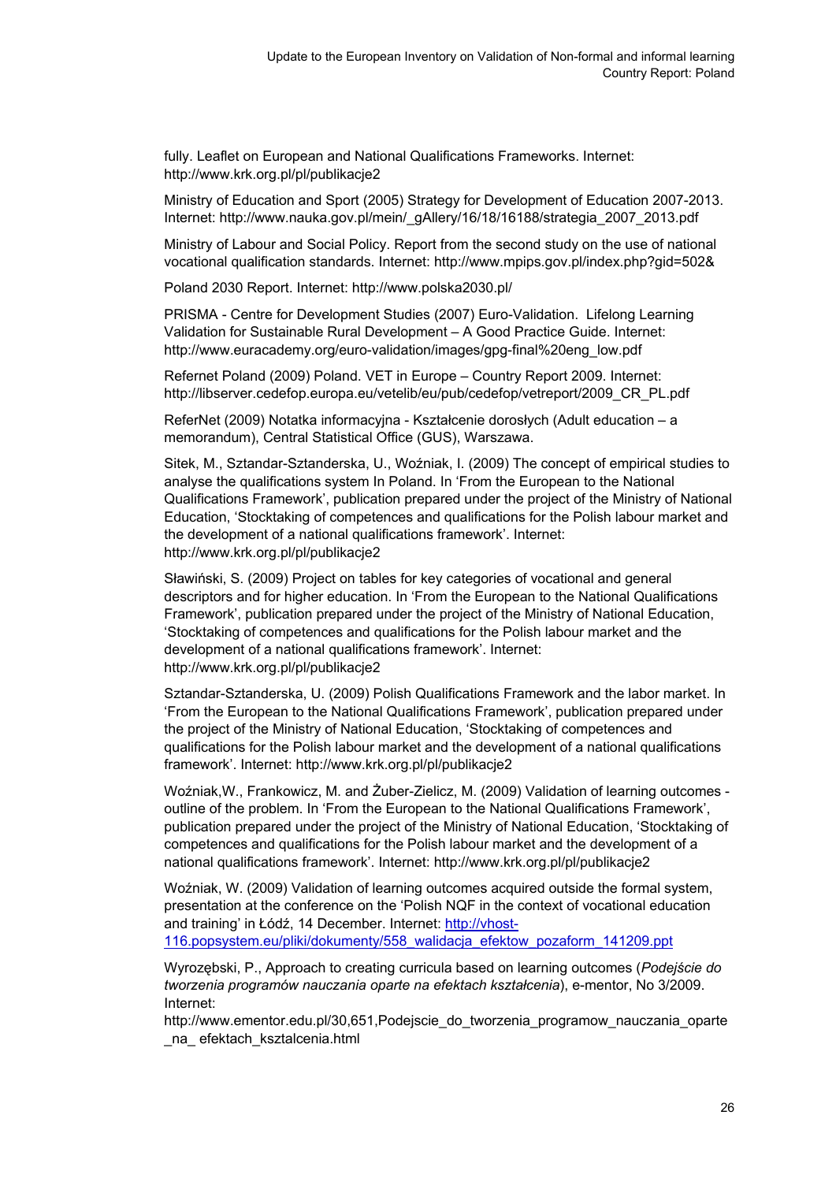fully. Leaflet on European and National Qualifications Frameworks. Internet: http://www.krk.org.pl/pl/publikacje2

Ministry of Education and Sport (2005) Strategy for Development of Education 2007-2013. Internet: http://www.nauka.gov.pl/mein/_gAllery/16/18/16188/strategia_2007_2013.pdf

Ministry of Labour and Social Policy. Report from the second study on the use of national vocational qualification standards. Internet: http://www.mpips.gov.pl/index.php?gid=502&

Poland 2030 Report. Internet: http://www.polska2030.pl/

PRISMA - Centre for Development Studies (2007) Euro-Validation. Lifelong Learning Validation for Sustainable Rural Development – A Good Practice Guide. Internet: http://www.euracademy.org/euro-validation/images/gpg-final%20eng_low.pdf

Refernet Poland (2009) Poland. VET in Europe – Country Report 2009. Internet: http://libserver.cedefop.europa.eu/vetelib/eu/pub/cedefop/vetreport/2009_CR_PL.pdf

ReferNet (2009) Notatka informacyjna - Kształcenie dorosłych (Adult education – a memorandum), Central Statistical Office (GUS), Warszawa.

Sitek, M., Sztandar-Sztanderska, U., Woźniak, I. (2009) The concept of empirical studies to analyse the qualifications system In Poland. In 'From the European to the National Qualifications Framework', publication prepared under the project of the Ministry of National Education, 'Stocktaking of competences and qualifications for the Polish labour market and the development of a national qualifications framework'. Internet: http://www.krk.org.pl/pl/publikacje2

Sławiński, S. (2009) Project on tables for key categories of vocational and general descriptors and for higher education. In 'From the European to the National Qualifications Framework', publication prepared under the project of the Ministry of National Education, 'Stocktaking of competences and qualifications for the Polish labour market and the development of a national qualifications framework'. Internet: http://www.krk.org.pl/pl/publikacje2

Sztandar-Sztanderska, U. (2009) Polish Qualifications Framework and the labor market. In 'From the European to the National Qualifications Framework', publication prepared under the project of the Ministry of National Education, 'Stocktaking of competences and qualifications for the Polish labour market and the development of a national qualifications framework'. Internet: http://www.krk.org.pl/pl/publikacje2

Woźniak,W., Frankowicz, M. and Żuber-Zielicz, M. (2009) Validation of learning outcomes - outline of the problem. In 'From the European to the National Qualifications Framework', publication prepared under the project of the Ministry of National Education, 'Stocktaking of competences and qualifications for the Polish labour market and the development of a national qualifications framework'. Internet: http://www.krk.org.pl/pl/publikacje2

Woźniak, W. (2009) Validation of learning outcomes acquired outside the formal system, presentation at the conference on the 'Polish NQF in the context of vocational education and training' in Łódź, 14 December. Internet: http://vhost-116.popsystem.eu/pliki/dokumenty/558_walidacja_efektow_pozaform_141209.ppt

Wyrozębski, P., Approach to creating curricula based on learning outcomes (*Podejście do tworzenia programów nauczania oparte na efektach kształcenia*), e-mentor, No 3/2009. Internet: http://www.ementor.edu.pl/30,651,Podejscie_do_tworzenia_programow_nauczania_oparte_na_ efektach_ksztalcenia.html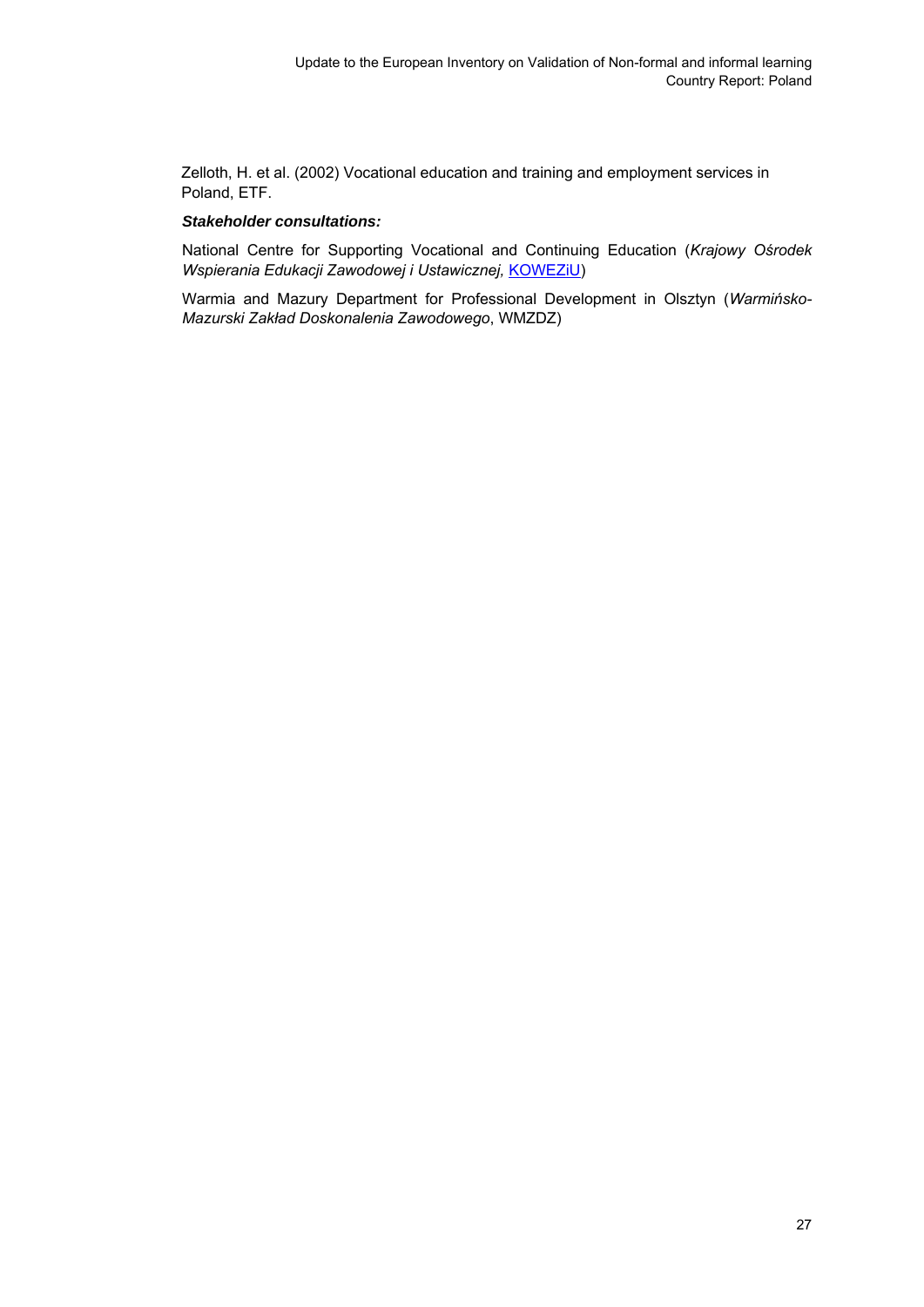Zelloth, H. et al. (2002) Vocational education and training and employment services in Poland, ETF.

***Stakeholder consultations:***

National Centre for Supporting Vocational and Continuing Education (*Krajowy Ośrodek Wspierania Edukacji Zawodowej i Ustawicznej,* KOWEZiU)

Warmia and Mazury Department for Professional Development in Olsztyn (*Warmińsko-Mazurski Zakład Doskonalenia Zawodowego*, WMZDZ)